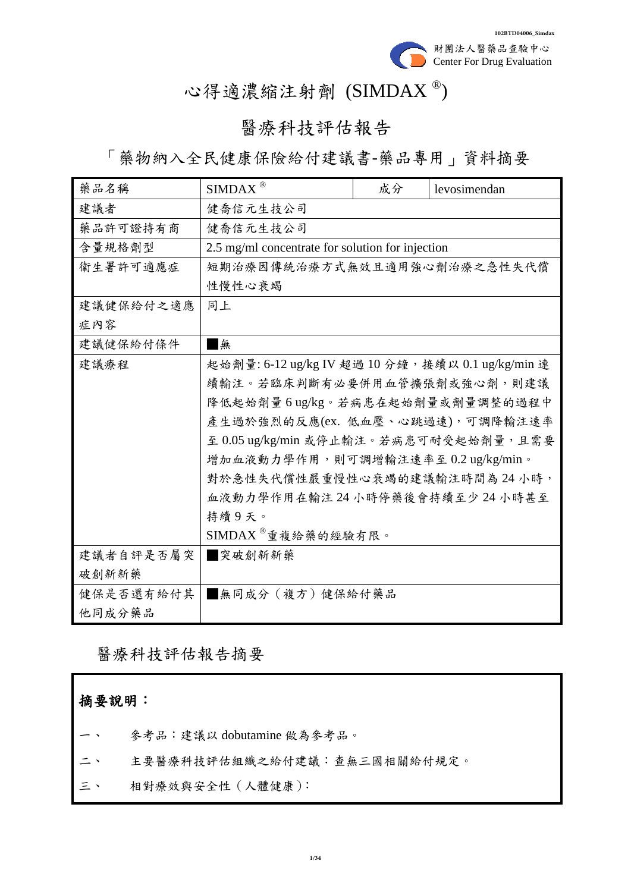# 心得適濃縮注射劑 (SIMDAX®)

## 醫療科技評估報告

## 「藥物納入全民健康保險給付建議書-藥品專用」資料摘要

| 藥品名稱 | SIMDAX® | 成分 | levosimendan |
|---|---|---|---|
| 建議者 | 健喬信元生技公司 | | |
| 藥品許可證持有商 | 健喬信元生技公司 | | |
| 含量規格劑型 | 2.5 mg/ml concentrate for solution for injection | | |
| 衛生署許可適應症 | 短期治療因傳統治療方式無效且適用強心劑治療之急性失代償性慢性心衰竭 | | |
| 建議健保給付之適應症內容 | 同上 | | |
| 建議健保給付條件 | ■無 | | |
| 建議療程 | 起始劑量: 6-12 ug/kg IV 超過 10 分鐘，接續以 0.1 ug/kg/min 連續輸注。若臨床判斷有必要併用血管擴張劑或強心劑，則建議降低起始劑量 6 ug/kg。若病患在起始劑量或劑量調整的過程中產生過於強烈的反應(ex. 低血壓、心跳過速)，可調降輸注速率至 0.05 ug/kg/min 或停止輸注。若病患可耐受起始劑量，且需要增加血液動力學作用，則可調增輸注速率至 0.2 ug/kg/min。對於急性失代償性嚴重慢性心衰竭的建議輸注時間為 24 小時，血液動力學作用在輸注 24 小時停藥後會持續至少 24 小時甚至持續 9 天。<br>SIMDAX®重複給藥的經驗有限。 | | |
| 建議者自評是否屬突破創新新藥 | ■突破創新新藥 | | |
| 健保是否還有給付其他同成分藥品 | ■無同成分（複方）健保給付藥品 | | |

## 醫療科技評估報告摘要

**摘要說明：**

一、 參考品：建議以 dobutamine 做為參考品。

二、 主要醫療科技評估組織之給付建議：查無三國相關給付規定。

三、 相對療效與安全性（人體健康）：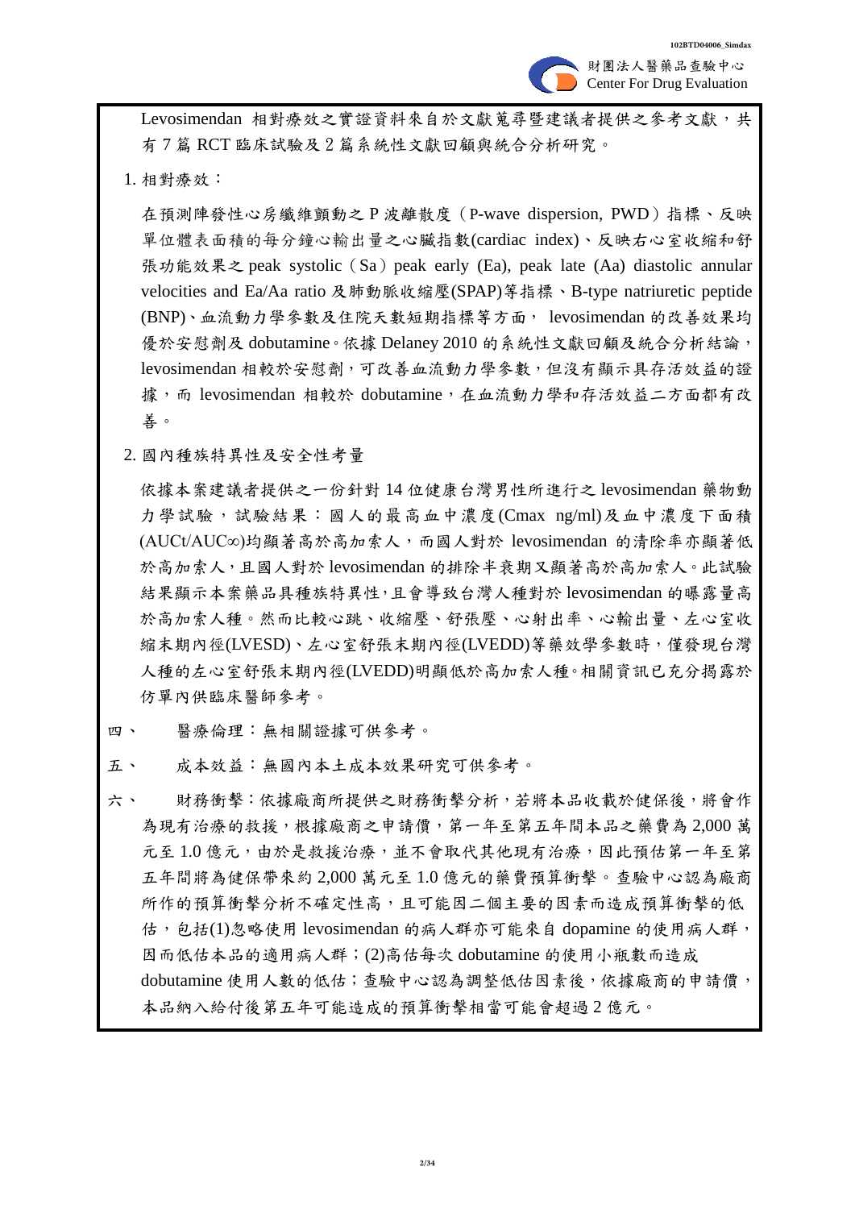Levosimendan 相對療效之實證資料來自於文獻蒐尋暨建議者提供之參考文獻，共有 7 篇 RCT 臨床試驗及 2 篇系統性文獻回顧與統合分析研究。

1. 相對療效：

在預測陣發性心房纖維顫動之 P 波離散度（P-wave dispersion, PWD）指標、反映單位體表面積的每分鐘心輸出量之心臟指數(cardiac index)、反映右心室收縮和舒張功能效果之 peak systolic（Sa）peak early (Ea), peak late (Aa) diastolic annular velocities and Ea/Aa ratio 及肺動脈收縮壓(SPAP)等指標、B-type natriuretic peptide (BNP)、血流動力學參數及住院天數短期指標等方面， levosimendan 的改善效果均優於安慰劑及 dobutamine。依據 Delaney 2010 的系統性文獻回顧及統合分析結論，levosimendan 相較於安慰劑，可改善血流動力學參數，但沒有顯示具存活效益的證據，而 levosimendan 相較於 dobutamine，在血流動力學和存活效益二方面都有改善。

2. 國內種族特異性及安全性考量

依據本案建議者提供之一份針對 14 位健康台灣男性所進行之 levosimendan 藥物動力學試驗，試驗結果：國人的最高血中濃度(Cmax ng/ml)及血中濃度下面積(AUCt/AUC∞)均顯著高於高加索人，而國人對於 levosimendan 的清除率亦顯著低於高加索人，且國人對於 levosimendan 的排除半衰期又顯著高於高加索人。此試驗結果顯示本案藥品具種族特異性，且會導致台灣人種對於 levosimendan 的曝露量高於高加索人種。然而比較心跳、收縮壓、舒張壓、心射出率、心輸出量、左心室收縮末期內徑(LVESD)、左心室舒張末期內徑(LVEDD)等藥效學參數時，僅發現台灣人種的左心室舒張末期內徑(LVEDD)明顯低於高加索人種。相關資訊已充分揭露於仿單內供臨床醫師參考。

四、 醫療倫理：無相關證據可供參考。

五、 成本效益：無國內本土成本效果研究可供參考。

六、 財務衝擊：依據廠商所提供之財務衝擊分析，若將本品收載於健保後，將會作為現有治療的救援，根據廠商之申請價，第一年至第五年間本品之藥費為 2,000 萬元至 1.0 億元，由於是救援治療，並不會取代其他現有治療，因此預估第一年至第五年間將為健保帶來約 2,000 萬元至 1.0 億元的藥費預算衝擊。查驗中心認為廠商所作的預算衝擊分析不確定性高，且可能因二個主要的因素而造成預算衝擊的低估，包括(1)忽略使用 levosimendan 的病人群亦可能來自 dopamine 的使用病人群，因而低估本品的適用病人群；(2)高估每次 dobutamine 的使用小瓶數而造成 dobutamine 使用人數的低估；查驗中心認為調整低估因素後，依據廠商的申請價，本品納入給付後第五年可能造成的預算衝擊相當可能會超過 2 億元。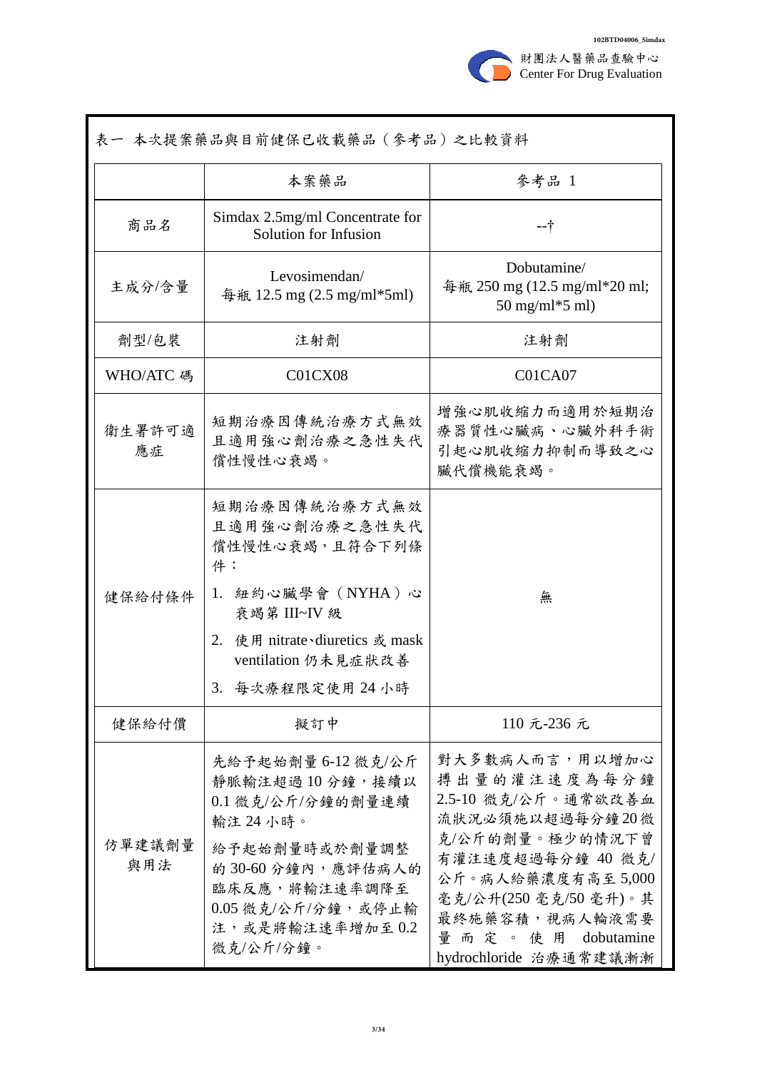表一 本次提案藥品與目前健保已收載藥品（參考品）之比較資料

| | 本案藥品 | 參考品 1 |
|---|---|---|
| 商品名 | Simdax 2.5mg/ml Concentrate for Solution for Infusion | --† |
| 主成分/含量 | Levosimendan/ 每瓶 12.5 mg (2.5 mg/ml*5ml) | Dobutamine/ 每瓶 250 mg (12.5 mg/ml*20 ml; 50 mg/ml*5 ml) |
| 劑型/包裝 | 注射劑 | 注射劑 |
| WHO/ATC 碼 | C01CX08 | C01CA07 |
| 衛生署許可適應症 | 短期治療因傳統治療方式無效且適用強心劑治療之急性失代償性慢性心衰竭。 | 增強心肌收縮力而適用於短期治療器質性心臟病、心臟外科手術引起心肌收縮力抑制而導致之心臟代償機能衰竭。 |
| 健保給付條件 | 短期治療因傳統治療方式無效且適用強心劑治療之急性失代償性慢性心衰竭，且符合下列條件：<br>1. 紐約心臟學會（NYHA）心衰竭第 III~IV 級<br>2. 使用 nitrate、diuretics 或 mask ventilation 仍未見症狀改善<br>3. 每次療程限定使用 24 小時 | 無 |
| 健保給付價 | 擬訂中 | 110 元-236 元 |
| 仿單建議劑量與用法 | 先給予起始劑量 6-12 微克/公斤靜脈輸注超過 10 分鐘，接續以 0.1 微克/公斤/分鐘的劑量連續輸注 24 小時。<br>給予起始劑量時或於劑量調整的 30-60 分鐘內，應評估病人的臨床反應，將輸注速率調降至 0.05 微克/公斤/分鐘，或停止輸注，或是將輸注速率增加至 0.2 微克/公斤/分鐘。 | 對大多數病人而言，用以增加心搏出量的灌注速度為每分鐘 2.5-10 微克/公斤。通常欲改善血流狀況必須施以超過每分鐘 20 微克/公斤的劑量。極少的情況下曾有灌注速度超過每分鐘 40 微克/公斤。病人給藥濃度有高至 5,000 毫克/公升(250 毫克/50 毫升)。其最終施藥容積，視病人輸液需要量而定。使用 dobutamine hydrochloride 治療通常建議漸漸 |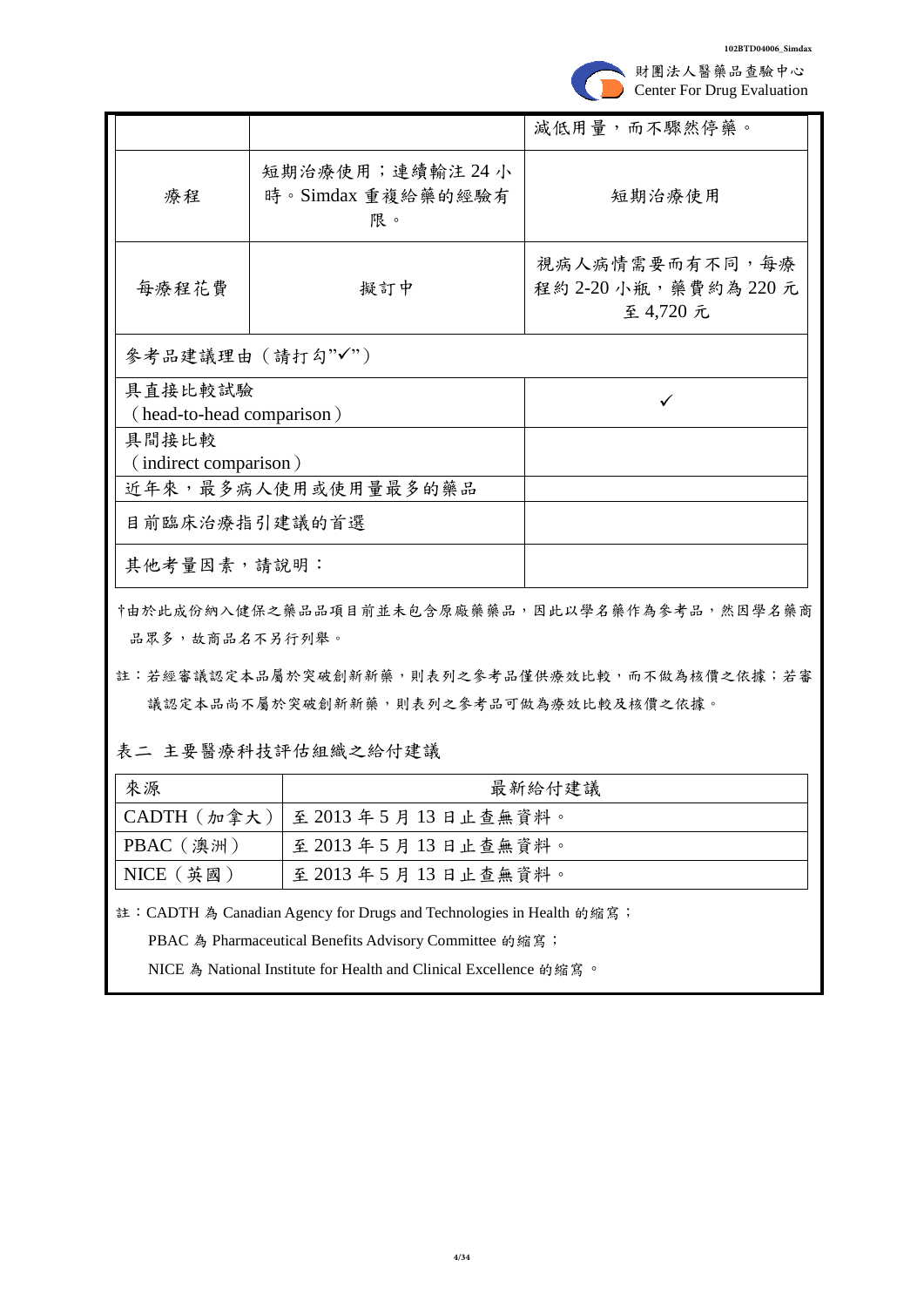| | | 減低用量，而不驟然停藥。 |
|---|---|---|
| 療程 | 短期治療使用；連續輸注 24 小時。Simdax 重複給藥的經驗有限。 | 短期治療使用 |
| 每療程花費 | 擬訂中 | 視病人病情需要而有不同，每療程約 2-20 小瓶，藥費約為 220 元至 4,720 元 |
| 參考品建議理由（請打勾"✓"） | | |
| 具直接比較試驗（head-to-head comparison） | | ✓ |
| 具間接比較（indirect comparison） | | |
| 近年來，最多病人使用或使用量最多的藥品 | | |
| 目前臨床治療指引建議的首選 | | |
| 其他考量因素，請說明： | | |

†由於此成份納入健保之藥品品項目前並未包含原廠藥藥品，因此以學名藥作為參考品，然因學名藥商品眾多，故商品名不另行列舉。

註：若經審議認定本品屬於突破創新新藥，則表列之參考品僅供療效比較，而不做為核價之依據；若審議認定本品尚不屬於突破創新新藥，則表列之參考品可做為療效比較及核價之依據。

表二 主要醫療科技評估組織之給付建議

| 來源 | 最新給付建議 |
|---|---|
| CADTH（加拿大） | 至 2013 年 5 月 13 日止查無資料。 |
| PBAC（澳洲） | 至 2013 年 5 月 13 日止查無資料。 |
| NICE（英國） | 至 2013 年 5 月 13 日止查無資料。 |

註：CADTH 為 Canadian Agency for Drugs and Technologies in Health 的縮寫；

PBAC 為 Pharmaceutical Benefits Advisory Committee 的縮寫；

NICE 為 National Institute for Health and Clinical Excellence 的縮寫。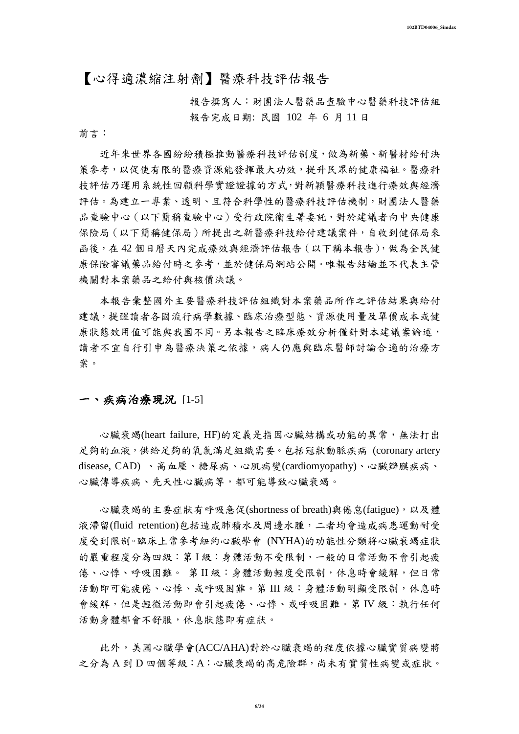# 【心得適濃縮注射劑】醫療科技評估報告

報告撰寫人：財團法人醫藥品查驗中心醫藥科技評估組

報告完成日期: 民國 102 年 6 月 11 日

前言：

近年來世界各國紛紛積極推動醫療科技評估制度，做為新藥、新醫材給付決策參考，以促使有限的醫療資源能發揮最大功效，提升民眾的健康福祉。醫療科技評估乃運用系統性回顧科學實證證據的方式，對新穎醫療科技進行療效與經濟評估。為建立一專業、透明、且符合科學性的醫療科技評估機制，財團法人醫藥品查驗中心（以下簡稱查驗中心）受行政院衛生署委託，對於建議者向中央健康保險局（以下簡稱健保局）所提出之新醫療科技給付建議案件，自收到健保局來函後，在 42 個日曆天內完成療效與經濟評估報告（以下稱本報告），做為全民健康保險審議藥品給付時之參考，並於健保局網站公開。唯報告結論並不代表主管機關對本案藥品之給付與核價決議。

本報告彙整國外主要醫療科技評估組織對本案藥品所作之評估結果與給付建議，提醒讀者各國流行病學數據、臨床治療型態、資源使用量及單價成本或健康狀態效用值可能與我國不同。另本報告之臨床療效分析僅針對本建議案論述，讀者不宜自行引申為醫療決策之依據，病人仍應與臨床醫師討論合適的治療方案。

## 一、疾病治療現況 [1-5]

心臟衰竭(heart failure, HF)的定義是指因心臟結構或功能的異常，無法打出足夠的血液，供給足夠的氧氣滿足組織需要。包括冠狀動脈疾病 (coronary artery disease, CAD) 、高血壓、糖尿病、心肌病變(cardiomyopathy)、心臟瓣膜疾病、心臟傳導疾病、先天性心臟病等，都可能導致心臟衰竭。

心臟衰竭的主要症狀有呼吸急促(shortness of breath)與倦怠(fatigue)，以及體液滯留(fluid retention)包括造成肺積水及周邊水腫，二者均會造成病患運動耐受度受到限制。臨床上常參考紐約心臟學會 (NYHA)的功能性分類將心臟衰竭症狀的嚴重程度分為四級：第 I 級：身體活動不受限制，一般的日常活動不會引起疲倦、心悸、呼吸困難。 第 II 級：身體活動輕度受限制，休息時會緩解，但日常活動即可能疲倦、心悸、或呼吸困難。第 III 級：身體活動明顯受限制，休息時會緩解，但是輕微活動即會引起疲倦、心悸、或呼吸困難。第 IV 級：執行任何活動身體都會不舒服，休息狀態即有症狀。

此外，美國心臟學會(ACC/AHA)對於心臟衰竭的程度依據心臟實質病變將之分為 A 到 D 四個等級：A：心臟衰竭的高危險群，尚未有實質性病變或症狀。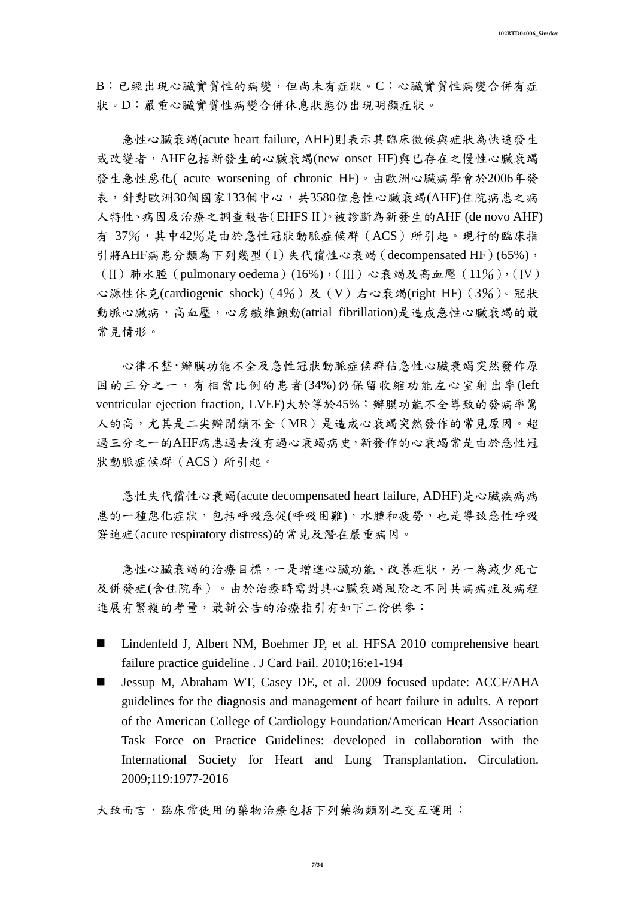B：已經出現心臟實質性的病變，但尚未有症狀。C：心臟實質性病變合併有症狀。D：嚴重心臟實質性病變合併休息狀態仍出現明顯症狀。

急性心臟衰竭(acute heart failure, AHF)則表示其臨床徵候與症狀為快速發生或改變者，AHF包括新發生的心臟衰竭(new onset HF)與已存在之慢性心臟衰竭發生急性惡化( acute worsening of chronic HF)。由歐洲心臟病學會於2006年發表，針對歐洲30個國家133個中心，共3580位急性心臟衰竭(AHF)住院病患之病人特性、病因及治療之調查報告(EHFS II)。被診斷為新發生的AHF (de novo AHF)有 37％，其中42％是由於急性冠狀動脈症候群（ACS）所引起。現行的臨床指引將AHF病患分類為下列幾型(I)失代償性心衰竭(decompensated HF)(65%)，(II)肺水腫(pulmonary oedema)(16%)，(III)心衰竭及高血壓（11％），(IV)心源性休克(cardiogenic shock)（4％）及（V）右心衰竭(right HF)（3％）。冠狀動脈心臟病，高血壓，心房纖維顫動(atrial fibrillation)是造成急性心臟衰竭的最常見情形。

心律不整,瓣膜功能不全及急性冠狀動脈症候群佔急性心臟衰竭突然發作原因的三分之一，有相當比例的患者(34%)仍保留收縮功能左心室射出率(left ventricular ejection fraction, LVEF)大於等於45%；瓣膜功能不全導致的發病率驚人的高，尤其是二尖瓣閉鎖不全（MR）是造成心衰竭突然發作的常見原因。超過三分之一的AHF病患過去沒有過心衰竭病史,新發作的心衰竭常是由於急性冠狀動脈症候群（ACS）所引起。

急性失代償性心衰竭(acute decompensated heart failure, ADHF)是心臟疾病病患的一種惡化症狀，包括呼吸急促(呼吸困難)，水腫和疲勞，也是導致急性呼吸窘迫症(acute respiratory distress)的常見及潛在嚴重病因。

急性心臟衰竭的治療目標，一是增進心臟功能、改善症狀，另一為減少死亡及併發症(含住院率）。由於治療時需對具心臟衰竭風險之不同共病病症及病程進展有繁複的考量，最新公告的治療指引有如下二份供參：

- Lindenfeld J, Albert NM, Boehmer JP, et al. HFSA 2010 comprehensive heart failure practice guideline . J Card Fail. 2010;16:e1-194
- Jessup M, Abraham WT, Casey DE, et al. 2009 focused update: ACCF/AHA guidelines for the diagnosis and management of heart failure in adults. A report of the American College of Cardiology Foundation/American Heart Association Task Force on Practice Guidelines: developed in collaboration with the International Society for Heart and Lung Transplantation. Circulation. 2009;119:1977-2016

大致而言，臨床常使用的藥物治療包括下列藥物類別之交互運用：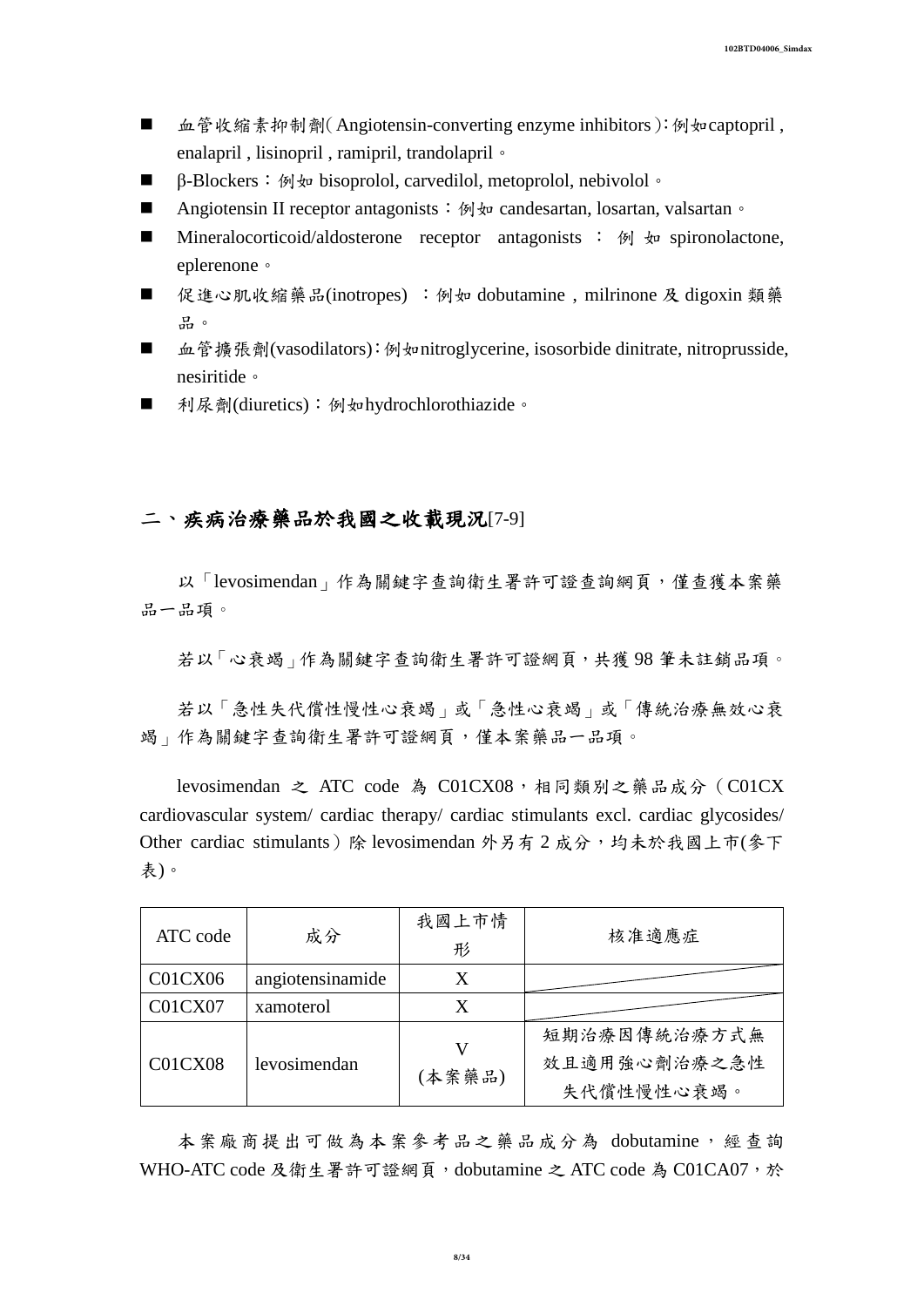- 血管收縮素抑制劑(Angiotensin-converting enzyme inhibitors)：例如captopril , enalapril , lisinopril , ramipril, trandolapril。
- β-Blockers：例如 bisoprolol, carvedilol, metoprolol, nebivolol。
- Angiotensin II receptor antagonists：例如 candesartan, losartan, valsartan。
- Mineralocorticoid/aldosterone receptor antagonists：例如 spironolactone, eplerenone。
- 促進心肌收縮藥品(inotropes) ：例如 dobutamine，milrinone 及 digoxin 類藥品。
- 血管擴張劑(vasodilators)：例如nitroglycerine, isosorbide dinitrate, nitroprusside, nesiritide。
- 利尿劑(diuretics)：例如hydrochlorothiazide。

## 二、疾病治療藥品於我國之收載現況[7-9]

以「levosimendan」作為關鍵字查詢衛生署許可證查詢網頁，僅查獲本案藥品一品項。

若以「心衰竭」作為關鍵字查詢衛生署許可證網頁，共獲 98 筆未註銷品項。

若以「急性失代償性慢性心衰竭」或「急性心衰竭」或「傳統治療無效心衰竭」作為關鍵字查詢衛生署許可證網頁，僅本案藥品一品項。

levosimendan 之 ATC code 為 C01CX08，相同類別之藥品成分（C01CX cardiovascular system/ cardiac therapy/ cardiac stimulants excl. cardiac glycosides/ Other cardiac stimulants）除 levosimendan 外另有 2 成分，均未於我國上市(參下表)。

| ATC code | 成分 | 我國上市情形 | 核准適應症 |
|---|---|---|---|
| C01CX06 | angiotensinamide | X | |
| C01CX07 | xamoterol | X | |
| C01CX08 | levosimendan | V<br>(本案藥品) | 短期治療因傳統治療方式無效且適用強心劑治療之急性失代償性慢性心衰竭。 |

本案廠商提出可做為本案參考品之藥品成分為 dobutamine，經查詢 WHO-ATC code 及衛生署許可證網頁，dobutamine 之 ATC code 為 C01CA07，於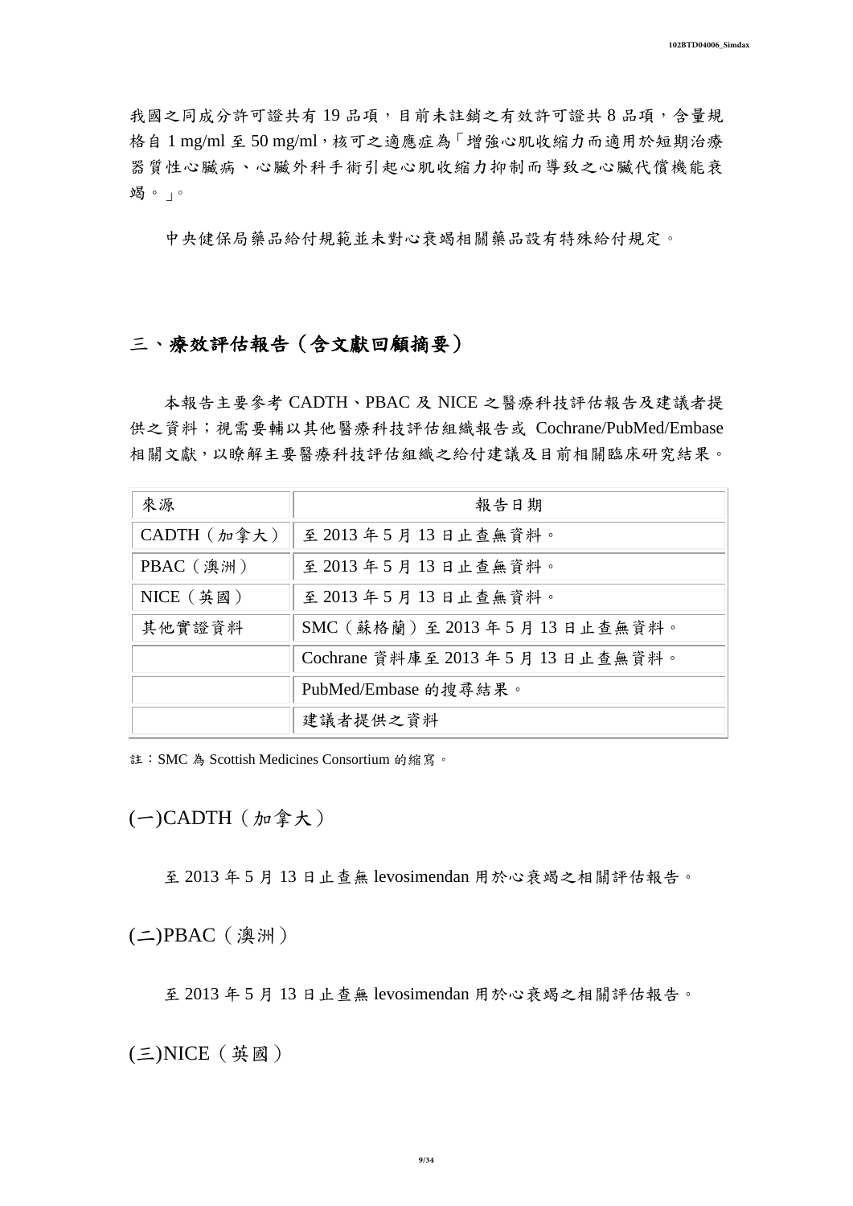我國之同成分許可證共有 19 品項，目前未註銷之有效許可證共 8 品項，含量規格自 1 mg/ml 至 50 mg/ml，核可之適應症為「增強心肌收縮力而適用於短期治療器質性心臟病、心臟外科手術引起心肌收縮力抑制而導致之心臟代償機能衰竭。」。

中央健保局藥品給付規範並未對心衰竭相關藥品設有特殊給付規定。

## 三、療效評估報告（含文獻回顧摘要）

本報告主要參考 CADTH、PBAC 及 NICE 之醫療科技評估報告及建議者提供之資料；視需要輔以其他醫療科技評估組織報告或 Cochrane/PubMed/Embase 相關文獻，以瞭解主要醫療科技評估組織之給付建議及目前相關臨床研究結果。

| 來源 | 報告日期 |
|---|---|
| CADTH（加拿大） | 至 2013 年 5 月 13 日止查無資料。 |
| PBAC（澳洲） | 至 2013 年 5 月 13 日止查無資料。 |
| NICE（英國） | 至 2013 年 5 月 13 日止查無資料。 |
| 其他實證資料 | SMC（蘇格蘭）至 2013 年 5 月 13 日止查無資料。 |
| | Cochrane 資料庫至 2013 年 5 月 13 日止查無資料。 |
| | PubMed/Embase 的搜尋結果。 |
| | 建議者提供之資料 |

註：SMC 為 Scottish Medicines Consortium 的縮寫。

### (一)CADTH（加拿大）

至 2013 年 5 月 13 日止查無 levosimendan 用於心衰竭之相關評估報告。

### (二)PBAC（澳洲）

至 2013 年 5 月 13 日止查無 levosimendan 用於心衰竭之相關評估報告。

### (三)NICE（英國）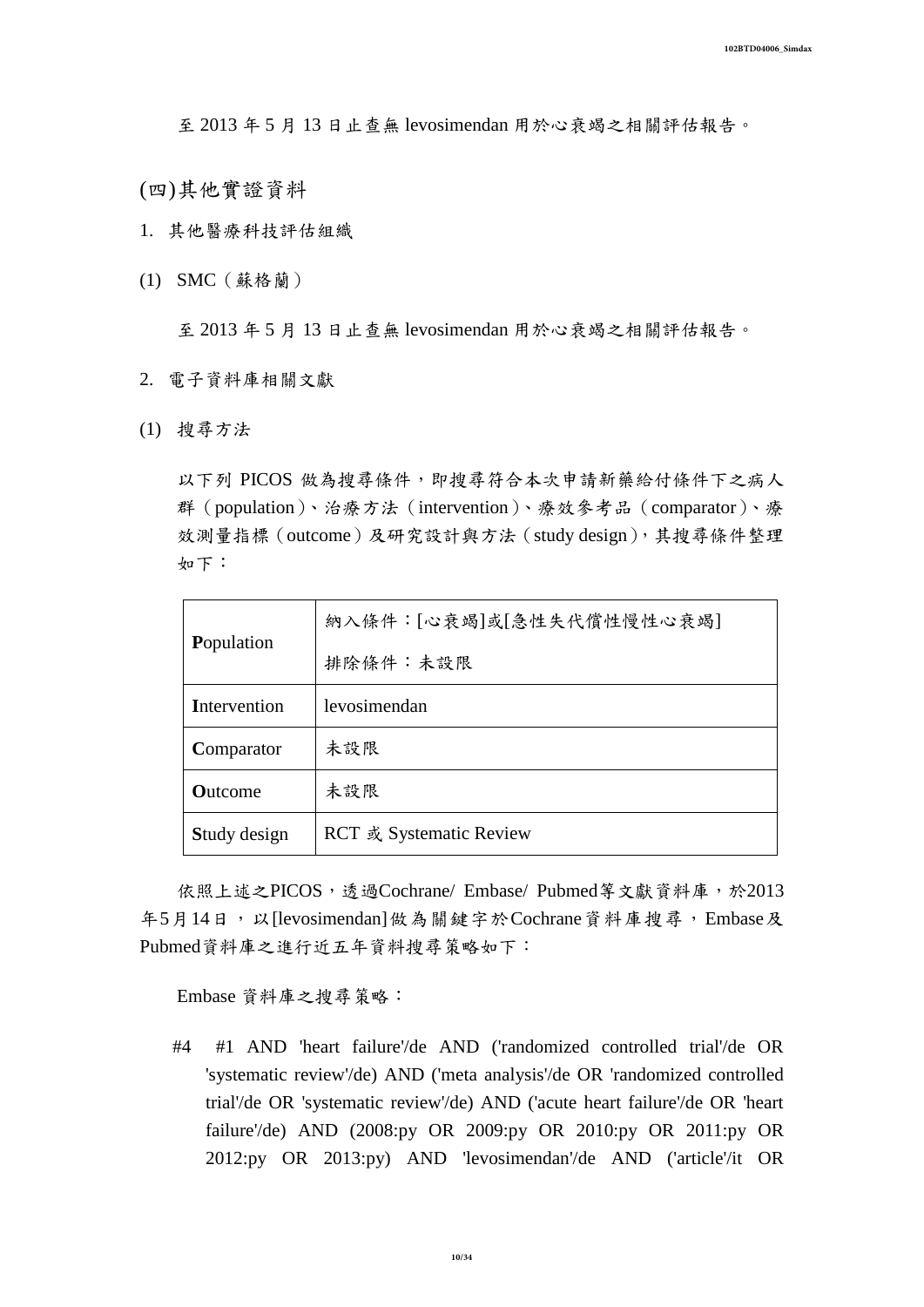至 2013 年 5 月 13 日止查無 levosimendan 用於心衰竭之相關評估報告。

## (四)其他實證資料

### 1. 其他醫療科技評估組織

#### (1) SMC（蘇格蘭）

至 2013 年 5 月 13 日止查無 levosimendan 用於心衰竭之相關評估報告。

### 2. 電子資料庫相關文獻

#### (1) 搜尋方法

以下列 PICOS 做為搜尋條件，即搜尋符合本次申請新藥給付條件下之病人群（population）、治療方法（intervention）、療效參考品（comparator）、療效測量指標（outcome）及研究設計與方法（study design），其搜尋條件整理如下：

| | |
|---|---|
| **P**opulation | 納入條件：[心衰竭]或[急性失代償性慢性心衰竭]<br>排除條件：未設限 |
| **I**ntervention | levosimendan |
| **C**omparator | 未設限 |
| **O**utcome | 未設限 |
| **S**tudy design | RCT 或 Systematic Review |

依照上述之PICOS，透過Cochrane/ Embase/ Pubmed等文獻資料庫，於2013年5月14日，以[levosimendan]做為關鍵字於Cochrane資料庫搜尋，Embase及Pubmed資料庫之進行近五年資料搜尋策略如下：

Embase 資料庫之搜尋策略：

#4 #1 AND 'heart failure'/de AND ('randomized controlled trial'/de OR 'systematic review'/de) AND ('meta analysis'/de OR 'randomized controlled trial'/de OR 'systematic review'/de) AND ('acute heart failure'/de OR 'heart failure'/de) AND (2008:py OR 2009:py OR 2010:py OR 2011:py OR 2012:py OR 2013:py) AND 'levosimendan'/de AND ('article'/it OR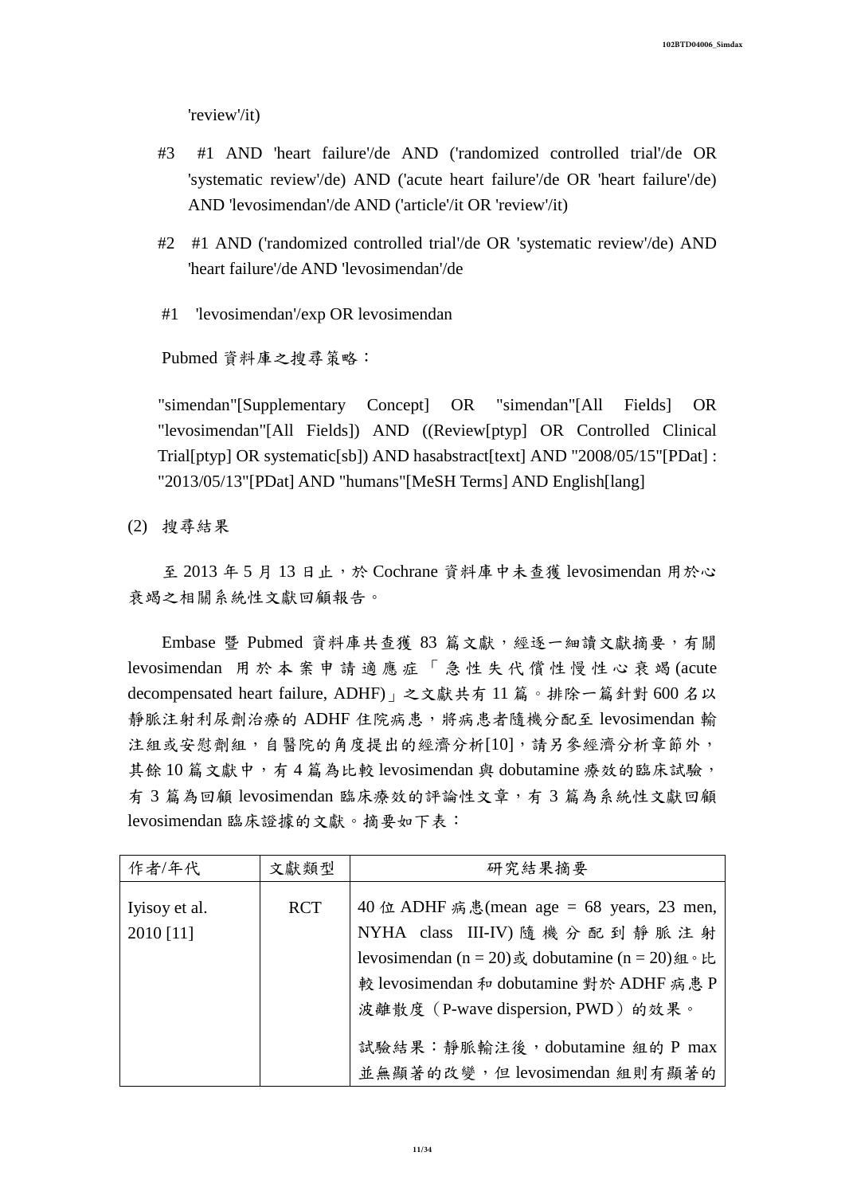'review'/it)

#3 #1 AND 'heart failure'/de AND ('randomized controlled trial'/de OR 'systematic review'/de) AND ('acute heart failure'/de OR 'heart failure'/de) AND 'levosimendan'/de AND ('article'/it OR 'review'/it)

#2 #1 AND ('randomized controlled trial'/de OR 'systematic review'/de) AND 'heart failure'/de AND 'levosimendan'/de

#1 'levosimendan'/exp OR levosimendan

Pubmed 資料庫之搜尋策略：

"simendan"[Supplementary Concept] OR "simendan"[All Fields] OR "levosimendan"[All Fields]) AND ((Review[ptyp] OR Controlled Clinical Trial[ptyp] OR systematic[sb]) AND hasabstract[text] AND "2008/05/15"[PDat] : "2013/05/13"[PDat] AND "humans"[MeSH Terms] AND English[lang]

(2) 搜尋結果

至 2013 年 5 月 13 日止，於 Cochrane 資料庫中未查獲 levosimendan 用於心衰竭之相關系統性文獻回顧報告。

Embase 暨 Pubmed 資料庫共查獲 83 篇文獻，經逐一細讀文獻摘要，有關 levosimendan 用於本案申請適應症「急性失代償性慢性心衰竭(acute decompensated heart failure, ADHF)」之文獻共有 11 篇。排除一篇針對 600 名以靜脈注射利尿劑治療的 ADHF 住院病患，將病患者隨機分配至 levosimendan 輸注組或安慰劑組，自醫院的角度提出的經濟分析[10]，請另參經濟分析章節外，其餘 10 篇文獻中，有 4 篇為比較 levosimendan 與 dobutamine 療效的臨床試驗，有 3 篇為回顧 levosimendan 臨床療效的評論性文章，有 3 篇為系統性文獻回顧 levosimendan 臨床證據的文獻。摘要如下表：

| 作者/年代 | 文獻類型 | 研究結果摘要 |
| --- | --- | --- |
| Iyisoy et al. 2010 [11] | RCT | 40 位 ADHF 病患(mean age = 68 years, 23 men, NYHA class III-IV)隨機分配到靜脈注射 levosimendan (n = 20)或 dobutamine (n = 20)組。比較 levosimendan 和 dobutamine 對於 ADHF 病患 P 波離散度（P-wave dispersion, PWD）的效果。<br><br>試驗結果：靜脈輸注後，dobutamine 組的 P max 並無顯著的改變，但 levosimendan 組則有顯著的 |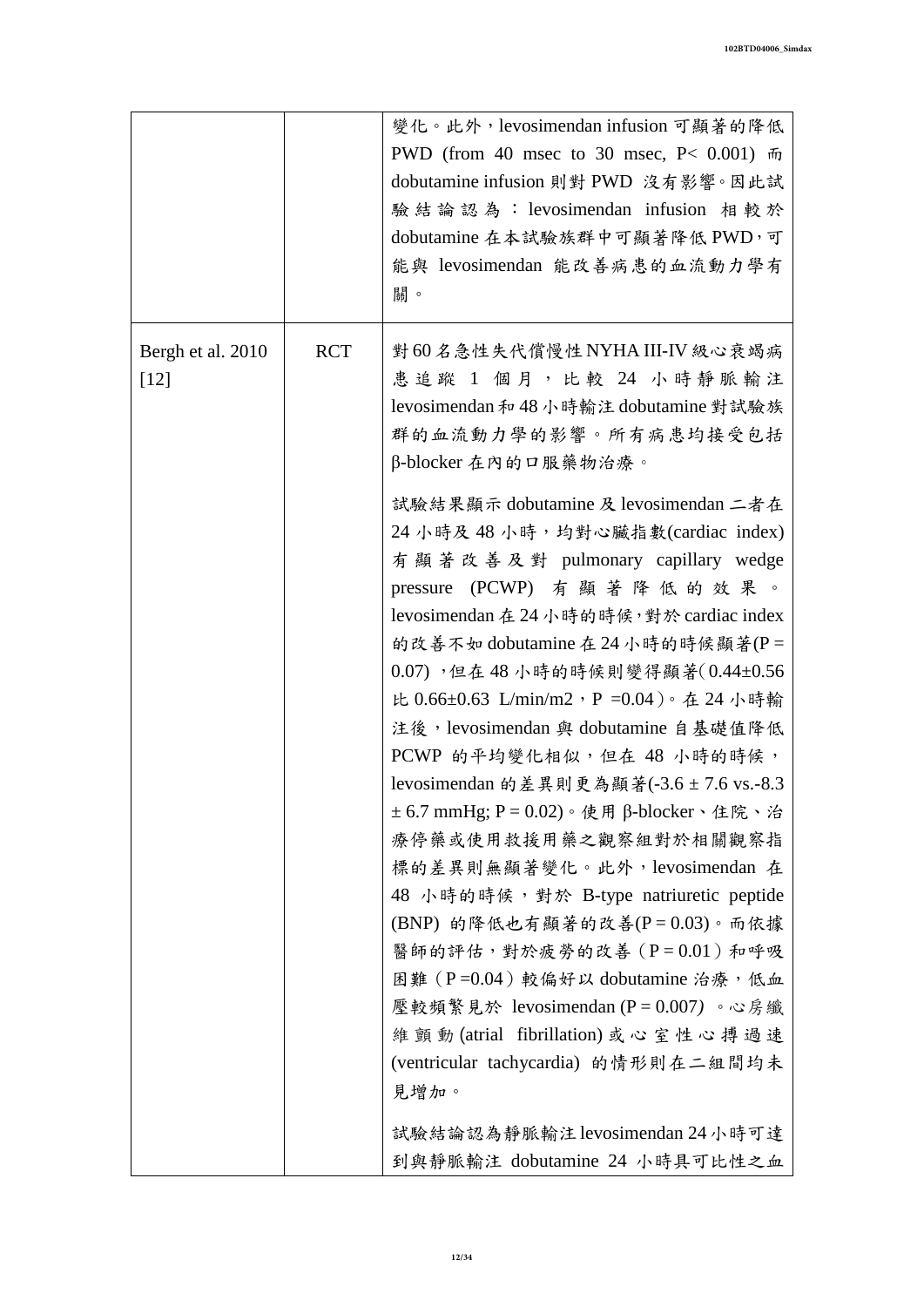| | | |
|---|---|---|
| | | 變化。此外，levosimendan infusion 可顯著的降低 PWD (from 40 msec to 30 msec, P< 0.001) 而 dobutamine infusion 則對 PWD 沒有影響。因此試驗結論認為：levosimendan infusion 相較於 dobutamine 在本試驗族群中可顯著降低 PWD，可能與 levosimendan 能改善病患的血流動力學有關。 |
| Bergh et al. 2010 [12] | RCT | 對 60 名急性失代償慢性 NYHA III-IV 級心衰竭病患追蹤 1 個月，比較 24 小時靜脈輸注 levosimendan 和 48 小時輸注 dobutamine 對試驗族群的血流動力學的影響。所有病患均接受包括 β-blocker 在內的口服藥物治療。<br><br>試驗結果顯示 dobutamine 及 levosimendan 二者在 24 小時及 48 小時，均對心臟指數(cardiac index)有顯著改善及對 pulmonary capillary wedge pressure (PCWP) 有顯著降低的效果。levosimendan 在 24 小時的時候，對於 cardiac index 的改善不如 dobutamine 在 24 小時的時候顯著(P = 0.07)，但在 48 小時的時候則變得顯著(0.44±0.56 比 0.66±0.63 L/min/m2，P =0.04)。在 24 小時輸注後，levosimendan 與 dobutamine 自基礎值降低 PCWP 的平均變化相似，但在 48 小時的時候，levosimendan 的差異則更為顯著(-3.6 ± 7.6 vs.-8.3 ± 6.7 mmHg; P = 0.02)。使用 β-blocker、住院、治療停藥或使用救援用藥之觀察組對於相關觀察指標的差異則無顯著變化。此外，levosimendan 在 48 小時的時候，對於 B-type natriuretic peptide (BNP) 的降低也有顯著的改善(P = 0.03)。而依據醫師的評估，對於疲勞的改善（P = 0.01）和呼吸困難（P =0.04）較偏好以 dobutamine 治療，低血壓較頻繁見於 levosimendan (P = 0.007) 。心房纖維顫動(atrial fibrillation)或心室性心搏過速(ventricular tachycardia) 的情形則在二組間均未見增加。<br><br>試驗結論認為靜脈輸注 levosimendan 24 小時可達到與靜脈輸注 dobutamine 24 小時具可比性之血 |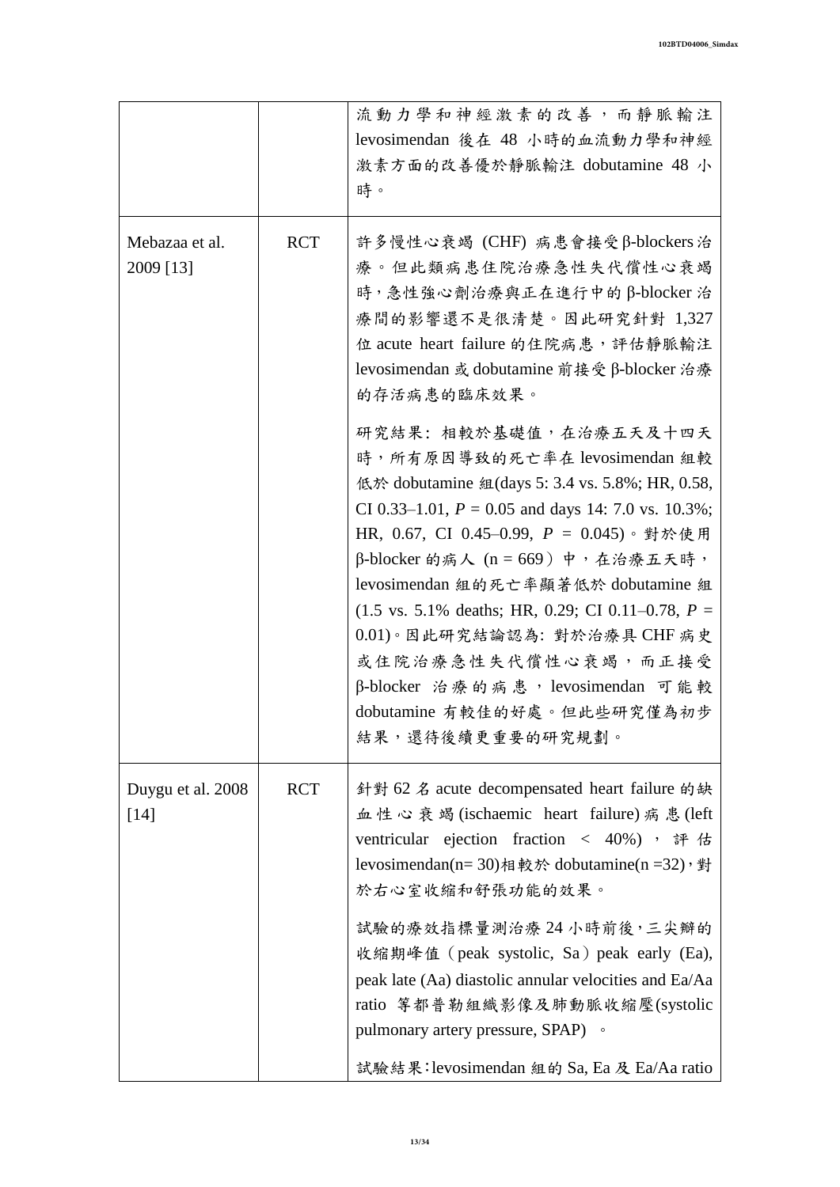| | | |
|---|---|---|
| | | 流動力學和神經激素的改善，而靜脈輸注 levosimendan 後在 48 小時的血流動力學和神經激素方面的改善優於靜脈輸注 dobutamine 48 小時。 |
| Mebazaa et al. 2009 [13] | RCT | 許多慢性心衰竭 (CHF) 病患會接受β-blockers治療。但此類病患住院治療急性失代償性心衰竭時，急性強心劑治療與正在進行中的 β-blocker 治療間的影響還不是很清楚。因此研究針對 1,327 位 acute heart failure 的住院病患，評估靜脈輸注 levosimendan 或 dobutamine 前接受 β-blocker 治療的存活病患的臨床效果。<br><br>研究結果: 相較於基礎值，在治療五天及十四天時，所有原因導致的死亡率在 levosimendan 組較低於 dobutamine 組(days 5: 3.4 vs. 5.8%; HR, 0.58, CI 0.33–1.01, $P = 0.05$ and days 14: 7.0 vs. 10.3%; HR, 0.67, CI 0.45–0.99, $P = 0.045$)。對於使用 β-blocker 的病人 (n = 669）中，在治療五天時，levosimendan 組的死亡率顯著低於 dobutamine 組 (1.5 vs. 5.1% deaths; HR, 0.29; CI 0.11–0.78, $P = 0.01$)。因此研究結論認為: 對於治療具 CHF 病史或住院治療急性失代償性心衰竭，而正接受 β-blocker 治療的病患，levosimendan 可能較 dobutamine 有較佳的好處。但此些研究僅為初步結果，還待後續更重要的研究規劃。 |
| Duygu et al. 2008 [14] | RCT | 針對 62 名 acute decompensated heart failure 的缺血性心衰竭(ischaemic heart failure)病患(left ventricular ejection fraction < 40%)，評估 levosimendan(n= 30)相較於 dobutamine(n =32)，對於右心室收縮和舒張功能的效果。<br><br>試驗的療效指標量測治療 24 小時前後，三尖辦的收縮期峰值（peak systolic, Sa）peak early (Ea), peak late (Aa) diastolic annular velocities and Ea/Aa ratio 等都普勒組織影像及肺動脈收縮壓(systolic pulmonary artery pressure, SPAP) 。<br><br>試驗結果：levosimendan 組的 Sa, Ea 及 Ea/Aa ratio |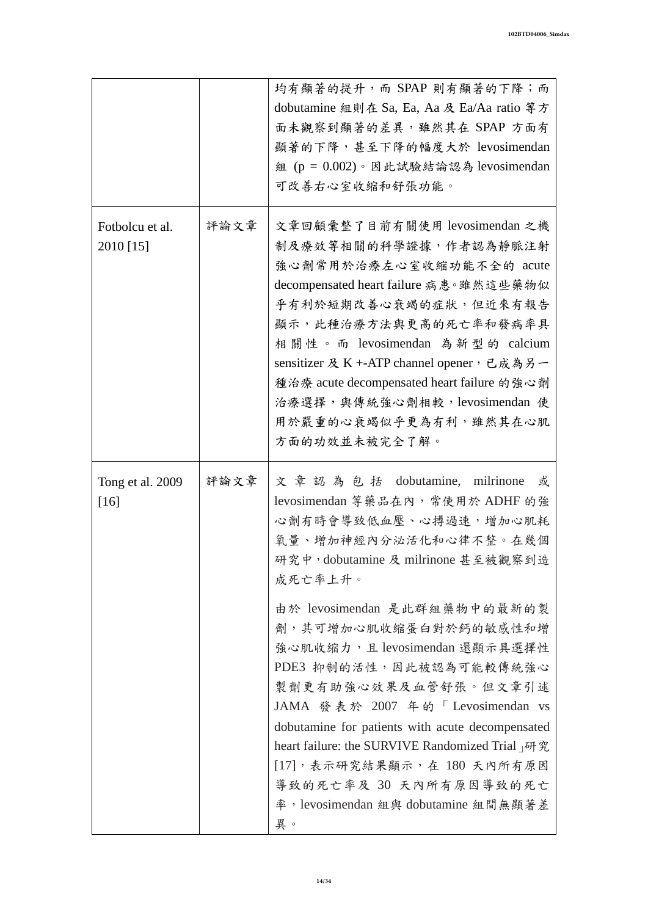| | | |
|---|---|---|
| | | 均有顯著的提升，而 SPAP 則有顯著的下降；而 dobutamine 組則在 Sa, Ea, Aa 及 Ea/Aa ratio 等方面未觀察到顯著的差異，雖然其在 SPAP 方面有顯著的下降，甚至下降的幅度大於 levosimendan 組 (p = 0.002)。因此試驗結論認為 levosimendan 可改善右心室收縮和舒張功能。 |
| Fotbolcu et al. 2010 [15] | 評論文章 | 文章回顧彙整了目前有關使用 levosimendan 之機制及療效等相關的科學證據，作者認為靜脈注射強心劑常用於治療左心室收縮功能不全的 acute decompensated heart failure 病患。雖然這些藥物似乎有利於短期改善心衰竭的症狀，但近來有報告顯示，此種治療方法與更高的死亡率和發病率具相關性。而 levosimendan 為新型的 calcium sensitizer 及 K +-ATP channel opener，已成為另一種治療 acute decompensated heart failure 的強心劑治療選擇，與傳統強心劑相較，levosimendan 使用於嚴重的心衰竭似乎更為有利，雖然其在心肌方面的功效並未被完全了解。 |
| Tong et al. 2009 [16] | 評論文章 | 文章認為包括 dobutamine, milrinone 或 levosimendan 等藥品在內，常使用於 ADHF 的強心劑有時會導致低血壓、心搏過速，增加心肌耗氧量、增加神經內分泌活化和心律不整。在幾個研究中，dobutamine 及 milrinone 甚至被觀察到造成死亡率上升。<br><br>由於 levosimendan 是此群組藥物中的最新的製劑，其可增加心肌收縮蛋白對於鈣的敏感性和增強心肌收縮力，且 levosimendan 還顯示具選擇性 PDE3 抑制的活性，因此被認為可能較傳統強心製劑更有助強心效果及血管舒張。但文章引述 JAMA 發表於 2007 年的「Levosimendan vs dobutamine for patients with acute decompensated heart failure: the SURVIVE Randomized Trial」研究 [17]，表示研究結果顯示，在 180 天內所有原因導致的死亡率及 30 天內所有原因導致的死亡率，levosimendan 組與 dobutamine 組間無顯著差異。 |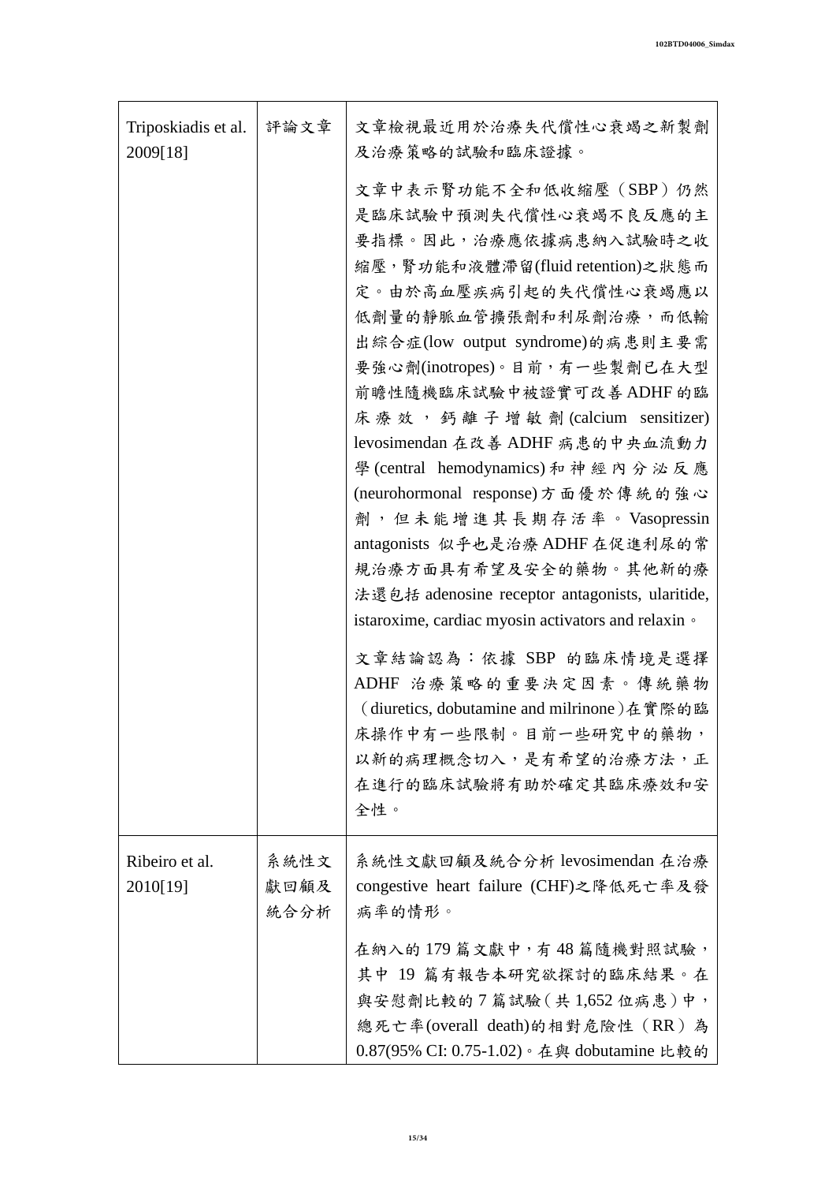| | | |
|---|---|---|
| Triposkiadis et al. 2009[18] | 評論文章 | 文章檢視最近用於治療失代償性心衰竭之新製劑及治療策略的試驗和臨床證據。<br><br>文章中表示腎功能不全和低收縮壓（SBP）仍然是臨床試驗中預測失代償性心衰竭不良反應的主要指標。因此，治療應依據病患納入試驗時之收縮壓，腎功能和液體滯留(fluid retention)之狀態而定。由於高血壓疾病引起的失代償性心衰竭應以低劑量的靜脈血管擴張劑和利尿劑治療，而低輸出綜合症(low output syndrome)的病患則主要需要強心劑(inotropes)。目前，有一些製劑已在大型前瞻性隨機臨床試驗中被證實可改善 ADHF 的臨床療效，鈣離子增敏劑(calcium sensitizer) levosimendan 在改善 ADHF 病患的中央血流動力學(central hemodynamics)和神經內分泌反應(neurohormonal response)方面優於傳統的強心劑，但未能增進其長期存活率。Vasopressin antagonists 似乎也是治療 ADHF 在促進利尿的常規治療方面具有希望及安全的藥物。其他新的療法還包括 adenosine receptor antagonists, ularitide, istaroxime, cardiac myosin activators and relaxin。<br><br>文章結論認為：依據 SBP 的臨床情境是選擇 ADHF 治療策略的重要決定因素。傳統藥物（diuretics, dobutamine and milrinone）在實際的臨床操作中有一些限制。目前一些研究中的藥物，以新的病理概念切入，是有希望的治療方法，正在進行的臨床試驗將有助於確定其臨床療效和安全性。 |
| Ribeiro et al. 2010[19] | 系統性文獻回顧及統合分析 | 系統性文獻回顧及統合分析 levosimendan 在治療 congestive heart failure (CHF)之降低死亡率及發病率的情形。<br><br>在納入的 179 篇文獻中，有 48 篇隨機對照試驗，其中 19 篇有報告本研究欲探討的臨床結果。在與安慰劑比較的 7 篇試驗（共 1,652 位病患）中，總死亡率(overall death)的相對危險性（RR）為 0.87(95% CI: 0.75-1.02)。在與 dobutamine 比較的 |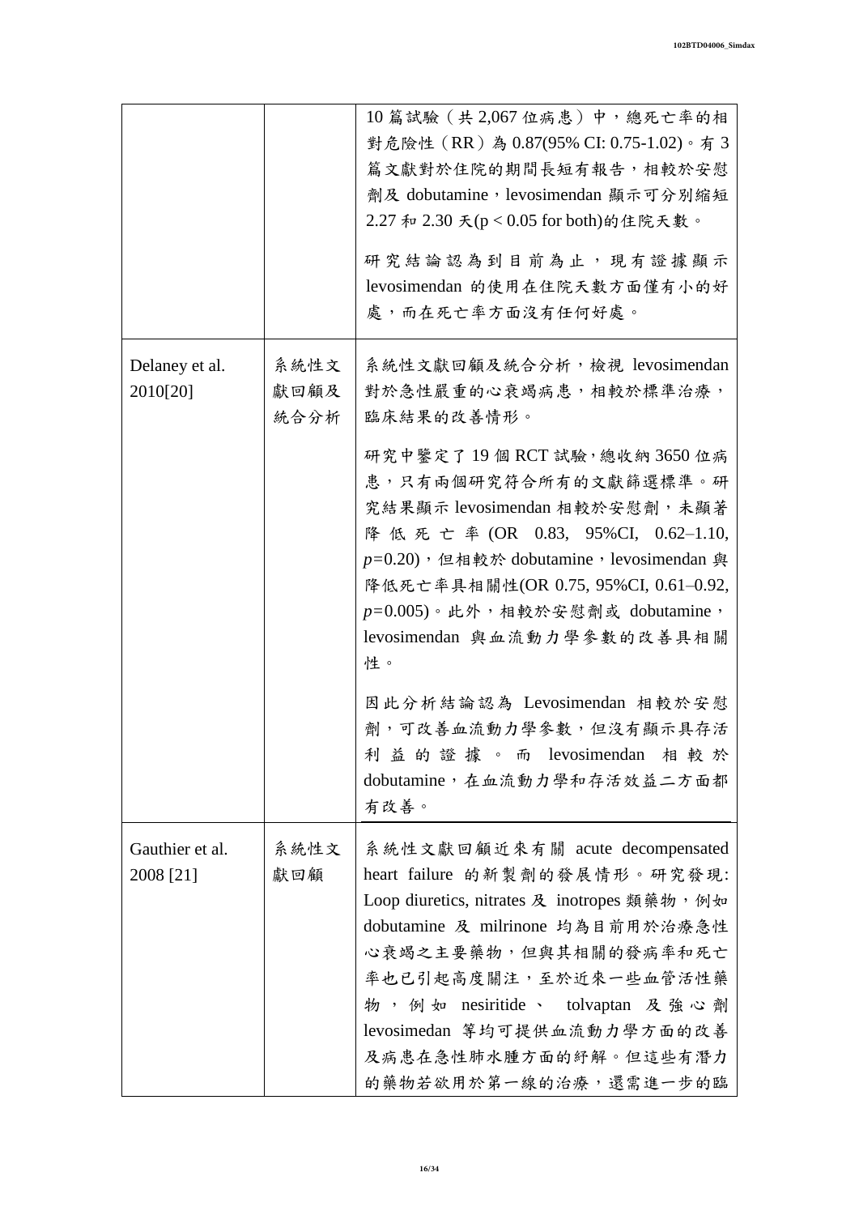| | | |
|---|---|---|
| | | 10 篇試驗（共 2,067 位病患）中，總死亡率的相對危險性（RR）為 0.87(95% CI: 0.75-1.02)。有 3 篇文獻對於住院的期間長短有報告，相較於安慰劑及 dobutamine，levosimendan 顯示可分別縮短 2.27 和 2.30 天($p < 0.05$ for both)的住院天數。<br><br>研究結論認為到目前為止，現有證據顯示 levosimendan 的使用在住院天數方面僅有小的好處，而在死亡率方面沒有任何好處。 |
| Delaney et al. 2010[20] | 系統性文獻回顧及統合分析 | 系統性文獻回顧及統合分析，檢視 levosimendan 對於急性嚴重的心衰竭病患，相較於標準治療，臨床結果的改善情形。<br><br>研究中鑒定了 19 個 RCT 試驗，總收納 3650 位病患，只有兩個研究符合所有的文獻篩選標準。研究結果顯示 levosimendan 相較於安慰劑，未顯著降低死亡率 (OR 0.83, 95%CI, 0.62–1.10, $p$=0.20)，但相較於 dobutamine，levosimendan 與降低死亡率具相關性(OR 0.75, 95%CI, 0.61–0.92, $p$=0.005)。此外，相較於安慰劑或 dobutamine，levosimendan 與血流動力學參數的改善具相關性。<br><br>因此分析結論認為 Levosimendan 相較於安慰劑，可改善血流動力學參數，但沒有顯示具存活利益的證據。而 levosimendan 相較於 dobutamine，在血流動力學和存活效益二方面都有改善。 |
| Gauthier et al. 2008 [21] | 系統性文獻回顧 | 系統性文獻回顧近來有關 acute decompensated heart failure 的新製劑的發展情形。研究發現: Loop diuretics, nitrates 及 inotropes 類藥物，例如 dobutamine 及 milrinone 均為目前用於治療急性心衰竭之主要藥物，但與其相關的發病率和死亡率也已引起高度關注，至於近來一些血管活性藥物，例如 nesiritide、 tolvaptan 及強心劑 levosimedan 等均可提供血流動力學方面的改善及病患在急性肺水腫方面的紓解。但這些有潛力的藥物若欲用於第一線的治療，還需進一步的臨 |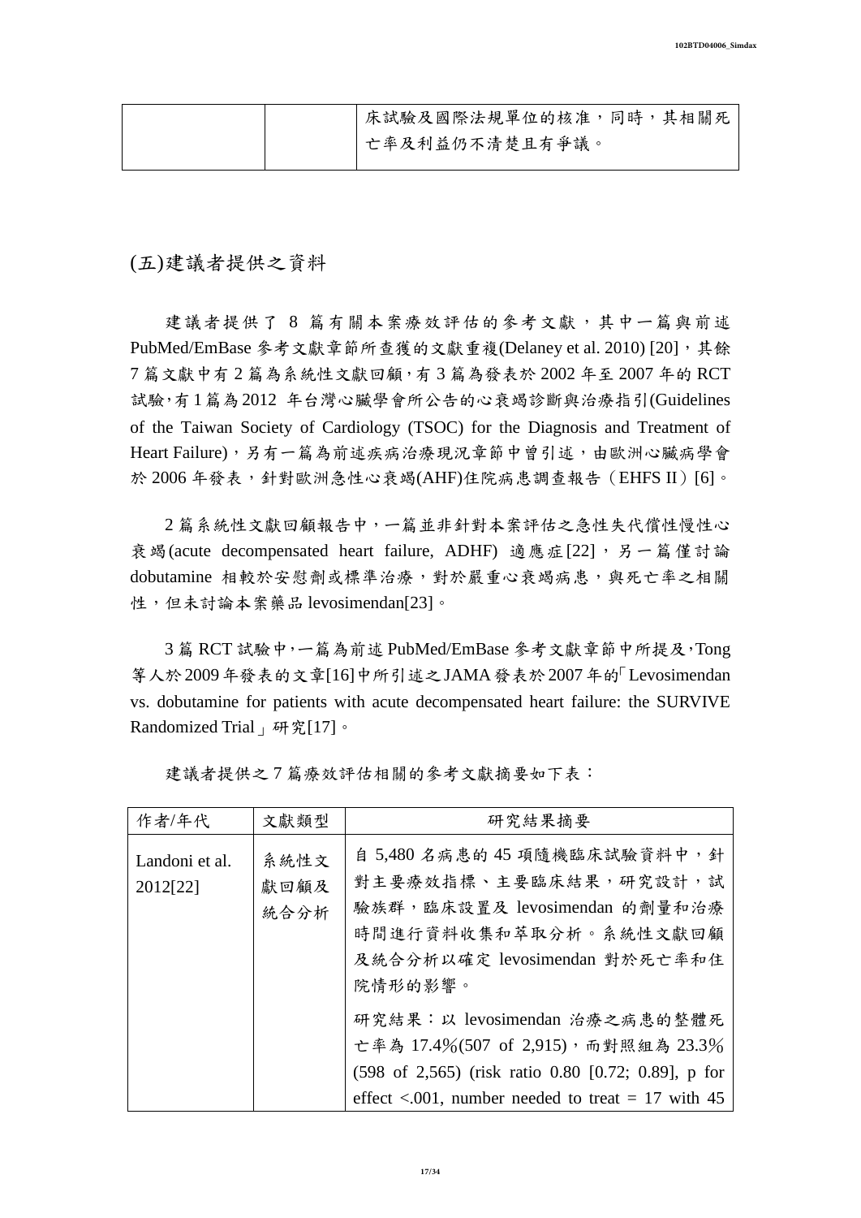| | | 床試驗及國際法規單位的核准，同時，其相關死亡率及利益仍不清楚且有爭議。 |
|---|---|---|

## (五)建議者提供之資料

建議者提供了 8 篇有關本案療效評估的參考文獻，其中一篇與前述 PubMed/EmBase 參考文獻章節所查獲的文獻重複(Delaney et al. 2010) [20]，其餘 7 篇文獻中有 2 篇為系統性文獻回顧，有 3 篇為發表於 2002 年至 2007 年的 RCT 試驗，有 1 篇為 2012 年台灣心臟學會所公告的心衰竭診斷與治療指引(Guidelines of the Taiwan Society of Cardiology (TSOC) for the Diagnosis and Treatment of Heart Failure)，另有一篇為前述疾病治療現況章節中曾引述，由歐洲心臟病學會於 2006 年發表，針對歐洲急性心衰竭(AHF)住院病患調查報告（EHFS II）[6]。

2 篇系統性文獻回顧報告中，一篇並非針對本案評估之急性失代償性慢性心衰竭(acute decompensated heart failure, ADHF) 適應症[22]，另一篇僅討論 dobutamine 相較於安慰劑或標準治療，對於嚴重心衰竭病患，與死亡率之相關性，但未討論本案藥品 levosimendan[23]。

3 篇 RCT 試驗中，一篇為前述 PubMed/EmBase 參考文獻章節中所提及，Tong 等人於 2009 年發表的文章[16]中所引述之 JAMA 發表於 2007 年的「Levosimendan vs. dobutamine for patients with acute decompensated heart failure: the SURVIVE Randomized Trial」研究[17]。

建議者提供之 7 篇療效評估相關的參考文獻摘要如下表：

| 作者/年代 | 文獻類型 | 研究結果摘要 |
|---|---|---|
| Landoni et al. 2012[22] | 系統性文獻回顧及統合分析 | 自 5,480 名病患的 45 項隨機臨床試驗資料中，針對主要療效指標、主要臨床結果，研究設計，試驗族群，臨床設置及 levosimendan 的劑量和治療時間進行資料收集和萃取分析。系統性文獻回顧及統合分析以確定 levosimendan 對於死亡率和住院情形的影響。<br><br>研究結果：以 levosimendan 治療之病患的整體死亡率為 17.4%(507 of 2,915)，而對照組為 23.3% (598 of 2,565) (risk ratio 0.80 [0.72; 0.89], p for effect <.001, number needed to treat = 17 with 45 |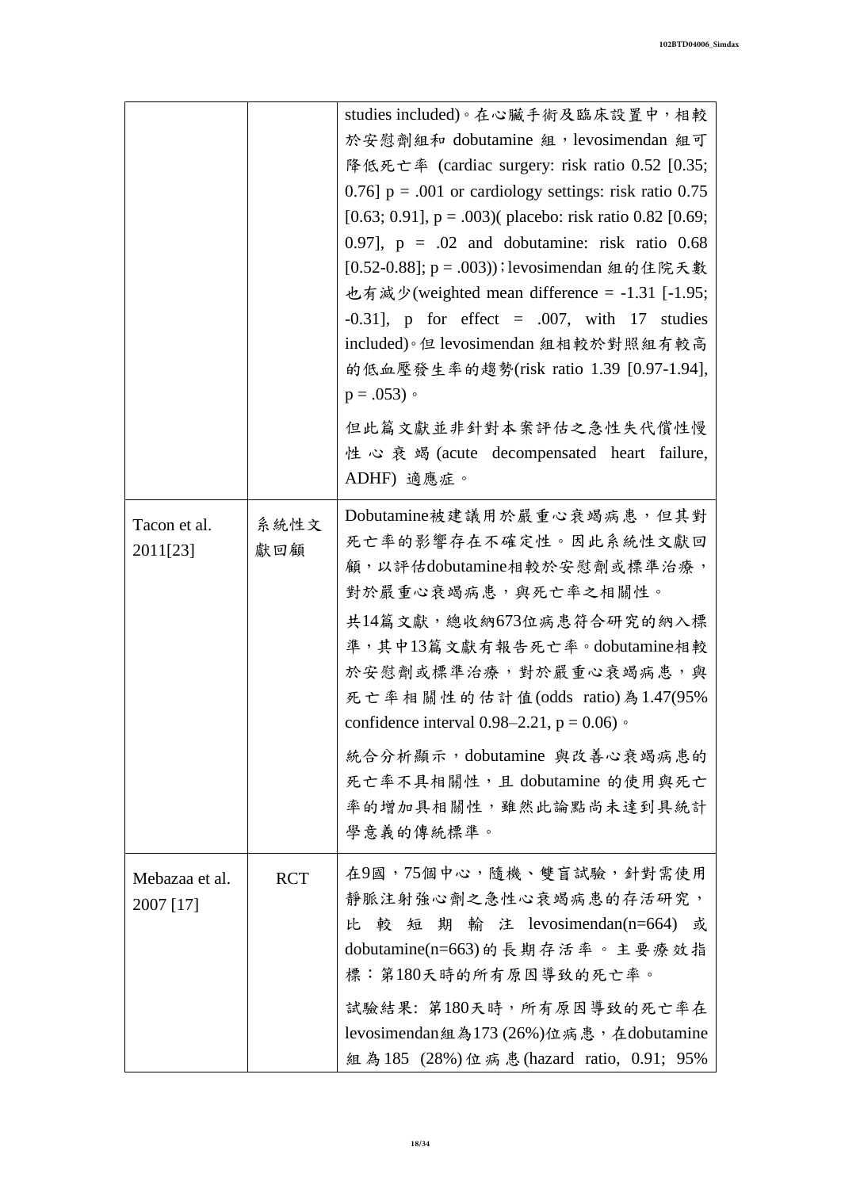| | | |
|---|---|---|
| | | studies included)。在心臟手術及臨床設置中，相較於安慰劑組和 dobutamine 組，levosimendan 組可降低死亡率 (cardiac surgery: risk ratio 0.52 [0.35; 0.76] p = .001 or cardiology settings: risk ratio 0.75 [0.63; 0.91], p = .003)( placebo: risk ratio 0.82 [0.69; 0.97], p = .02 and dobutamine: risk ratio 0.68 [0.52-0.88]; p = .003))；levosimendan 組的住院天數也有減少(weighted mean difference = -1.31 [-1.95; -0.31], p for effect = .007, with 17 studies included)。但 levosimendan 組相較於對照組有較高的低血壓發生率的趨勢(risk ratio 1.39 [0.97-1.94], p = .053)。<br><br>但此篇文獻並非針對本案評估之急性失代償性慢性心衰竭(acute decompensated heart failure, ADHF) 適應症。 |
| Tacon et al. 2011[23] | 系統性文獻回顧 | Dobutamine被建議用於嚴重心衰竭病患，但其對死亡率的影響存在不確定性。因此系統性文獻回顧，以評估dobutamine相較於安慰劑或標準治療，對於嚴重心衰竭病患，與死亡率之相關性。<br><br>共14篇文獻，總收納673位病患符合研究的納入標準，其中13篇文獻有報告死亡率。dobutamine相較於安慰劑或標準治療，對於嚴重心衰竭病患，與死亡率相關性的估計值(odds ratio)為1.47(95% confidence interval 0.98–2.21, p = 0.06)。<br><br>統合分析顯示，dobutamine 與改善心衰竭病患的死亡率不具相關性，且 dobutamine 的使用與死亡率的增加具相關性，雖然此論點尚未達到具統計學意義的傳統標準。 |
| Mebazaa et al. 2007 [17] | RCT | 在9國，75個中心，隨機、雙盲試驗，針對需使用靜脈注射強心劑之急性心衰竭病患的存活研究，比較短期輸注 levosimendan(n=664) 或 dobutamine(n=663)的長期存活率。主要療效指標：第180天時的所有原因導致的死亡率。<br><br>試驗結果: 第180天時，所有原因導致的死亡率在levosimendan組為173 (26%)位病患，在dobutamine組為185 (28%)位病患(hazard ratio, 0.91; 95% |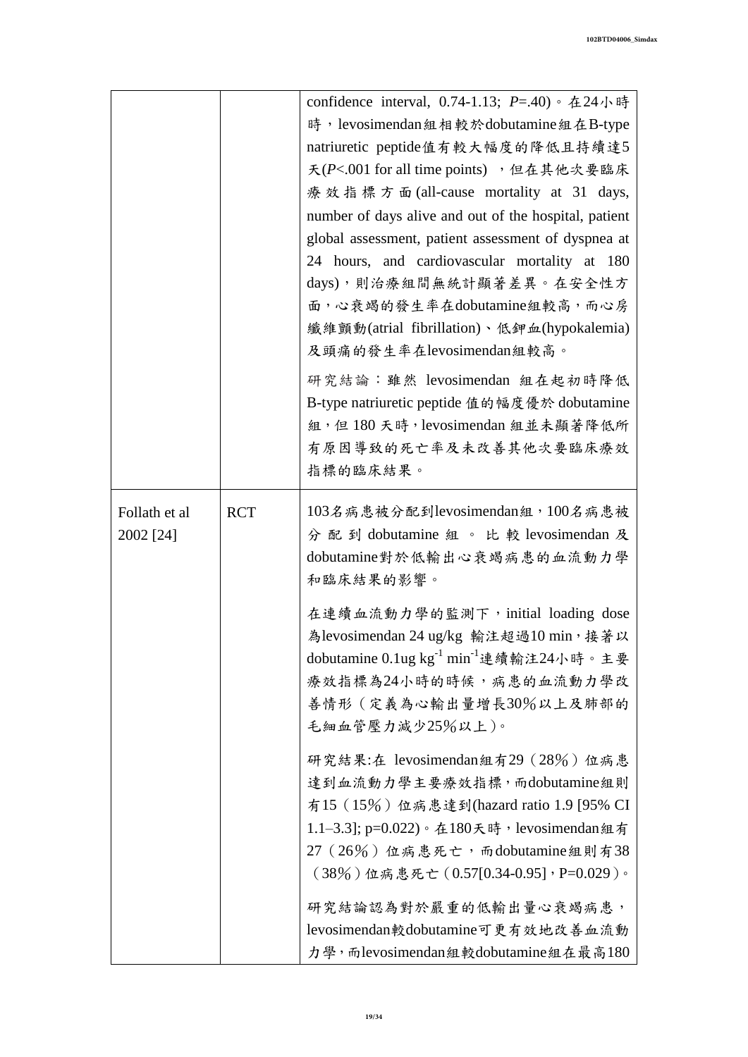| | | |
|---|---|---|
| | | confidence interval, 0.74-1.13; *P*=.40)。在24小時時，levosimendan組相較於dobutamine組在B-type natriuretic peptide值有較大幅度的降低且持續達5天(*P*<.001 for all time points) ，但在其他次要臨床療效指標方面(all-cause mortality at 31 days, number of days alive and out of the hospital, patient global assessment, patient assessment of dyspnea at 24 hours, and cardiovascular mortality at 180 days)，則治療組間無統計顯著差異。在安全性方面，心衰竭的發生率在dobutamine組較高，而心房纖維顫動(atrial fibrillation)、低鉀血(hypokalemia)及頭痛的發生率在levosimendan組較高。<br><br>研究結論：雖然 levosimendan 組在起初時降低 B-type natriuretic peptide 值的幅度優於 dobutamine 組，但 180 天時，levosimendan 組並未顯著降低所有原因導致的死亡率及未改善其他次要臨床療效指標的臨床結果。 |
| Follath et al 2002 [24] | RCT | 103名病患被分配到levosimendan組，100名病患被分配到 dobutamine 組。比較 levosimendan 及 dobutamine對於低輸出心衰竭病患的血流動力學和臨床結果的影響。<br><br>在連續血流動力學的監測下，initial loading dose 為levosimendan 24 ug/kg 輸注超過10 min，接著以dobutamine 0.1ug $kg^{-1}$ $min^{-1}$連續輸注24小時。主要療效指標為24小時的時候，病患的血流動力學改善情形（定義為心輸出量增長30%以上及肺部的毛細血管壓力減少25%以上）。<br><br>研究結果:在 levosimendan組有29（28%）位病患達到血流動力學主要療效指標，而dobutamine組則有15（15%）位病患達到(hazard ratio 1.9 [95% CI 1.1–3.3]; p=0.022)。在180天時，levosimendan組有27（26%）位病患死亡，而dobutamine組則有38（38%）位病患死亡（0.57[0.34-0.95]，P=0.029）。<br><br>研究結論認為對於嚴重的低輸出量心衰竭病患，levosimendan較dobutamine可更有效地改善血流動力學，而levosimendan組較dobutamine組在最高180 |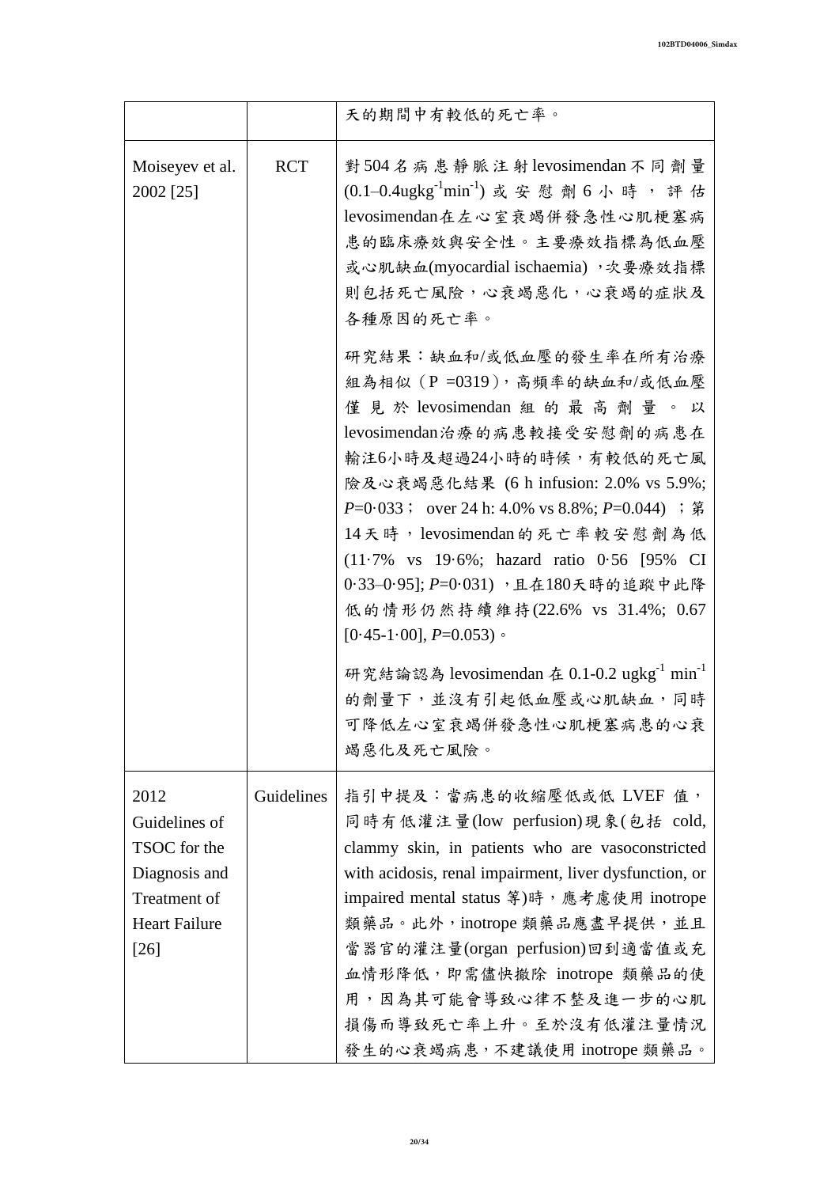| | | |
|---|---|---|
| | | 天的期間中有較低的死亡率。 |
| Moiseyev et al. 2002 [25] | RCT | 對504名病患靜脈注射levosimendan不同劑量 (0.1–0.4ugkg$^{-1}$min$^{-1}$) 或安慰劑6小時，評估levosimendan在左心室衰竭併發急性心肌梗塞病患的臨床療效與安全性。主要療效指標為低血壓或心肌缺血(myocardial ischaemia)，次要療效指標則包括死亡風險，心衰竭惡化，心衰竭的症狀及各種原因的死亡率。<br><br>研究結果：缺血和/或低血壓的發生率在所有治療組為相似（P =0319），高頻率的缺血和/或低血壓僅見於levosimendan組的最高劑量。以levosimendan治療的病患較接受安慰劑的病患在輸注6小時及超過24小時的時候，有較低的死亡風險及心衰竭惡化結果 (6 h infusion: 2.0% vs 5.9%; *P*=0·033； over 24 h: 4.0% vs 8.8%; *P*=0.044) ；第14天時，levosimendan的死亡率較安慰劑為低 (11·7% vs 19·6%; hazard ratio 0·56 [95% CI 0·33–0·95]; *P*=0·031) ，且在180天時的追蹤中此降低的情形仍然持續維持(22.6% vs 31.4%; 0.67 [0·45-1·00], *P*=0.053)。<br><br>研究結論認為levosimendan在0.1-0.2 ugkg$^{-1}$ min$^{-1}$的劑量下，並沒有引起低血壓或心肌缺血，同時可降低左心室衰竭併發急性心肌梗塞病患的心衰竭惡化及死亡風險。 |
| 2012 Guidelines of TSOC for the Diagnosis and Treatment of Heart Failure [26] | Guidelines | 指引中提及：當病患的收縮壓低或低LVEF值，同時有低灌注量(low perfusion)現象(包括 cold, clammy skin, in patients who are vasoconstricted with acidosis, renal impairment, liver dysfunction, or impaired mental status 等)時，應考慮使用inotrope類藥品。此外，inotrope類藥品應盡早提供，並且當器官的灌注量(organ perfusion)回到適當值或充血情形降低，即需儘快撤除inotrope類藥品的使用，因為其可能會導致心律不整及進一步的心肌損傷而導致死亡率上升。至於沒有低灌注量情況發生的心衰竭病患，不建議使用inotrope類藥品。 |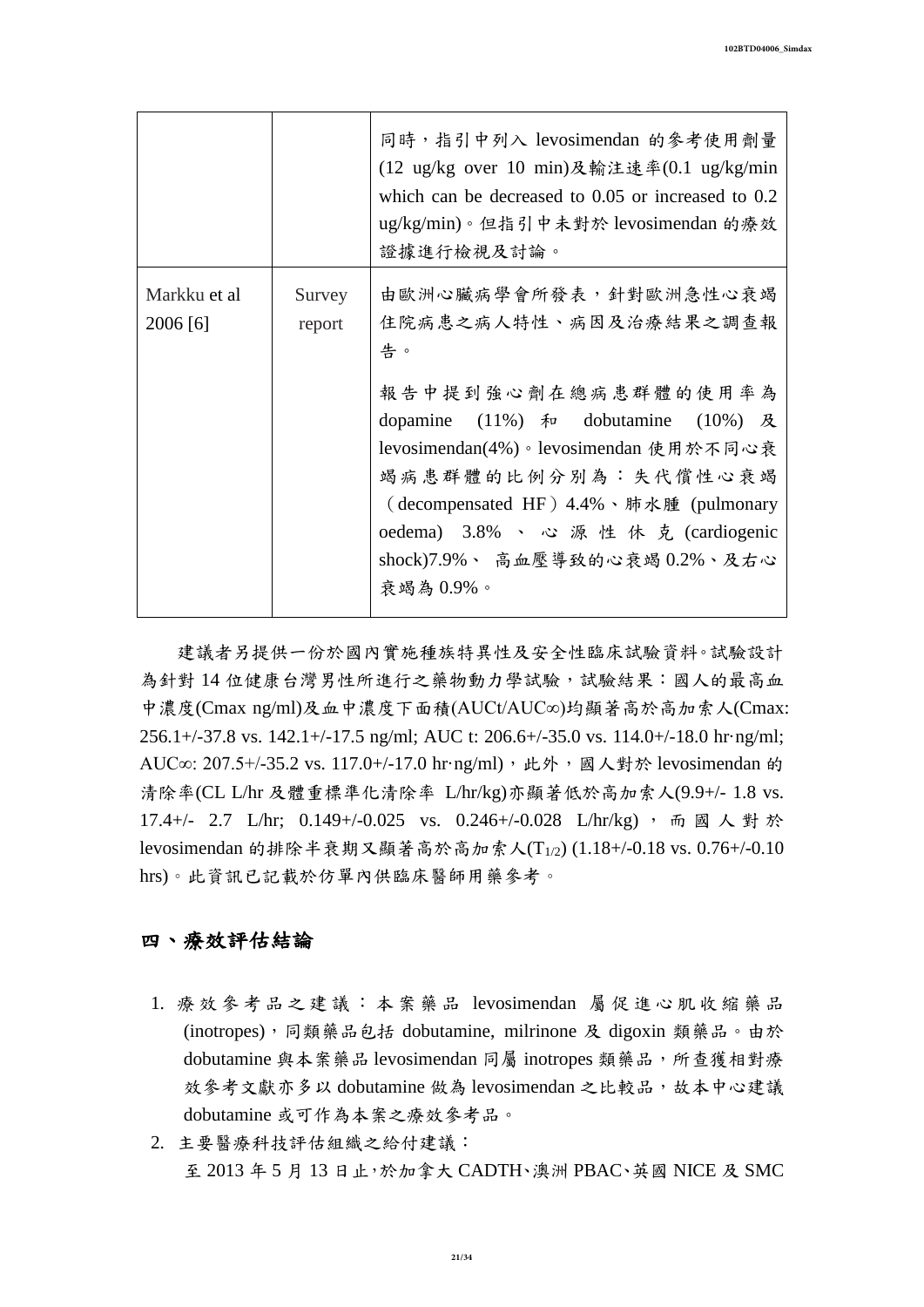| | | |
|---|---|---|
| | | 同時，指引中列入 levosimendan 的參考使用劑量 (12 ug/kg over 10 min)及輸注速率(0.1 ug/kg/min which can be decreased to 0.05 or increased to 0.2 ug/kg/min)。但指引中未對於 levosimendan 的療效證據進行檢視及討論。 |
| Markku et al 2006 [6] | Survey report | 由歐洲心臟病學會所發表，針對歐洲急性心衰竭住院病患之病人特性、病因及治療結果之調查報告。<br><br>報告中提到強心劑在總病患群體的使用率為 dopamine (11%) 和 dobutamine (10%) 及 levosimendan(4%)。levosimendan 使用於不同心衰竭病患群體的比例分別為：失代償性心衰竭（decompensated HF）4.4%、肺水腫 (pulmonary oedema) 3.8% 、心源性休克 (cardiogenic shock)7.9%、 高血壓導致的心衰竭 0.2%、及右心衰竭為 0.9%。 |

建議者另提供一份於國內實施種族特異性及安全性臨床試驗資料。試驗設計為針對 14 位健康台灣男性所進行之藥物動力學試驗，試驗結果：國人的最高血中濃度(Cmax ng/ml)及血中濃度下面積(AUCt/AUC∞)均顯著高於高加索人(Cmax: 256.1+/-37.8 vs. 142.1+/-17.5 ng/ml; AUC t: 206.6+/-35.0 vs. 114.0+/-18.0 hr·ng/ml; AUC∞: 207.5+/-35.2 vs. 117.0+/-17.0 hr·ng/ml)，此外，國人對於 levosimendan 的清除率(CL L/hr 及體重標準化清除率 L/hr/kg)亦顯著低於高加索人(9.9+/- 1.8 vs. 17.4+/- 2.7 L/hr; 0.149+/-0.025 vs. 0.246+/-0.028 L/hr/kg)，而國人對於 levosimendan 的排除半衰期又顯著高於高加索人($T_{1/2}$) (1.18+/-0.18 vs. 0.76+/-0.10 hrs)。此資訊已記載於仿單內供臨床醫師用藥參考。

## 四、療效評估結論

1. 療效參考品之建議：本案藥品 levosimendan 屬促進心肌收縮藥品 (inotropes)，同類藥品包括 dobutamine, milrinone 及 digoxin 類藥品。由於 dobutamine 與本案藥品 levosimendan 同屬 inotropes 類藥品，所查獲相對療效參考文獻亦多以 dobutamine 做為 levosimendan 之比較品，故本中心建議 dobutamine 或可作為本案之療效參考品。
2. 主要醫療科技評估組織之給付建議：

   至 2013 年 5 月 13 日止，於加拿大 CADTH、澳洲 PBAC、英國 NICE 及 SMC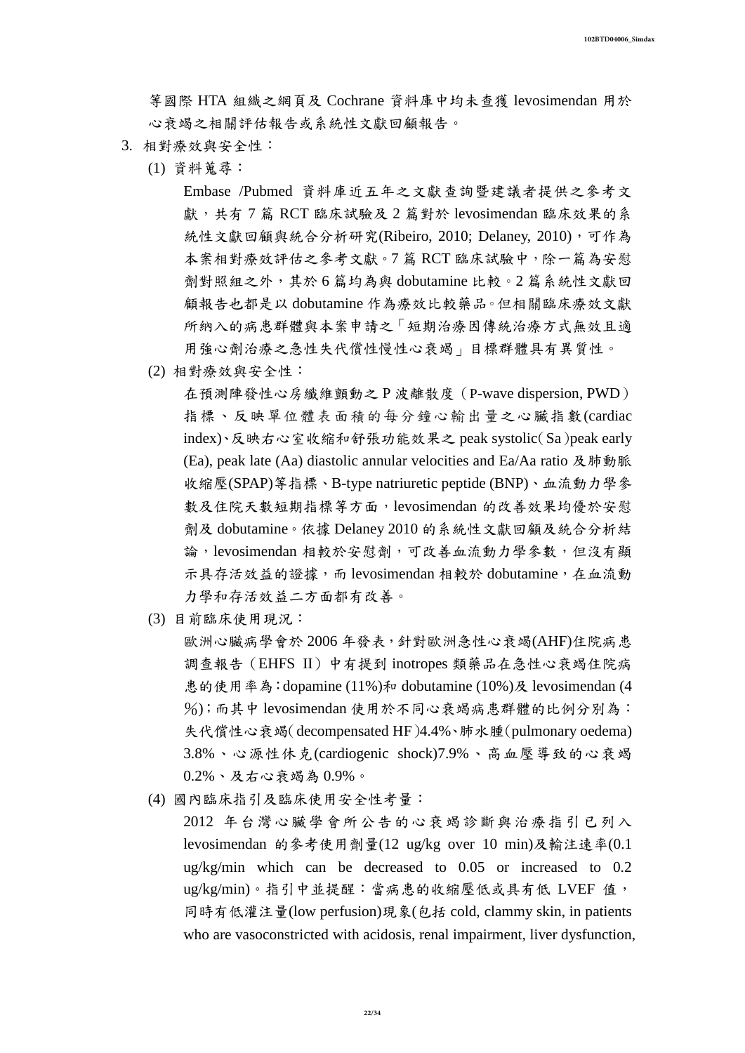等國際 HTA 組織之網頁及 Cochrane 資料庫中均未查獲 levosimendan 用於心衰竭之相關評估報告或系統性文獻回顧報告。

3. 相對療效與安全性：

   (1) 資料蒐尋：

   Embase /Pubmed 資料庫近五年之文獻查詢暨建議者提供之參考文獻，共有 7 篇 RCT 臨床試驗及 2 篇對於 levosimendan 臨床效果的系統性文獻回顧與統合分析研究(Ribeiro, 2010; Delaney, 2010)，可作為本案相對療效評估之參考文獻。7 篇 RCT 臨床試驗中，除一篇為安慰劑對照組之外，其於 6 篇均為與 dobutamine 比較。2 篇系統性文獻回顧報告也都是以 dobutamine 作為療效比較藥品。但相關臨床療效文獻所納入的病患群體與本案申請之「短期治療因傳統治療方式無效且適用強心劑治療之急性失代償性慢性心衰竭」目標群體具有異質性。

   (2) 相對療效與安全性：

   在預測陣發性心房纖維顫動之 P 波離散度（P-wave dispersion, PWD）指標、反映單位體表面積的每分鐘心輸出量之心臟指數(cardiac index)、反映右心室收縮和舒張功能效果之 peak systolic（Sa）peak early (Ea), peak late (Aa) diastolic annular velocities and Ea/Aa ratio 及肺動脈收縮壓(SPAP)等指標、B-type natriuretic peptide (BNP)、血流動力學參數及住院天數短期指標等方面，levosimendan 的改善效果均優於安慰劑及 dobutamine。依據 Delaney 2010 的系統性文獻回顧及統合分析結論，levosimendan 相較於安慰劑，可改善血流動力學參數，但沒有顯示具存活效益的證據，而 levosimendan 相較於 dobutamine，在血流動力學和存活效益二方面都有改善。

   (3) 目前臨床使用現況：

   歐洲心臟病學會於 2006 年發表，針對歐洲急性心衰竭(AHF)住院病患調查報告（EHFS II）中有提到 inotropes 類藥品在急性心衰竭住院病患的使用率為：dopamine (11%)和 dobutamine (10%)及 levosimendan (4％)；而其中 levosimendan 使用於不同心衰竭病患群體的比例分別為：失代償性心衰竭（decompensated HF）4.4%、肺水腫（pulmonary oedema) 3.8%、心源性休克(cardiogenic shock)7.9%、高血壓導致的心衰竭 0.2%、及右心衰竭為 0.9%。

   (4) 國內臨床指引及臨床使用安全性考量：

   2012 年台灣心臟學會所公告的心衰竭診斷與治療指引已列入 levosimendan 的參考使用劑量(12 ug/kg over 10 min)及輸注速率(0.1 ug/kg/min which can be decreased to 0.05 or increased to 0.2 ug/kg/min)。指引中並提醒：當病患的收縮壓低或具有低 LVEF 值，同時有低灌注量(low perfusion)現象(包括 cold, clammy skin, in patients who are vasoconstricted with acidosis, renal impairment, liver dysfunction,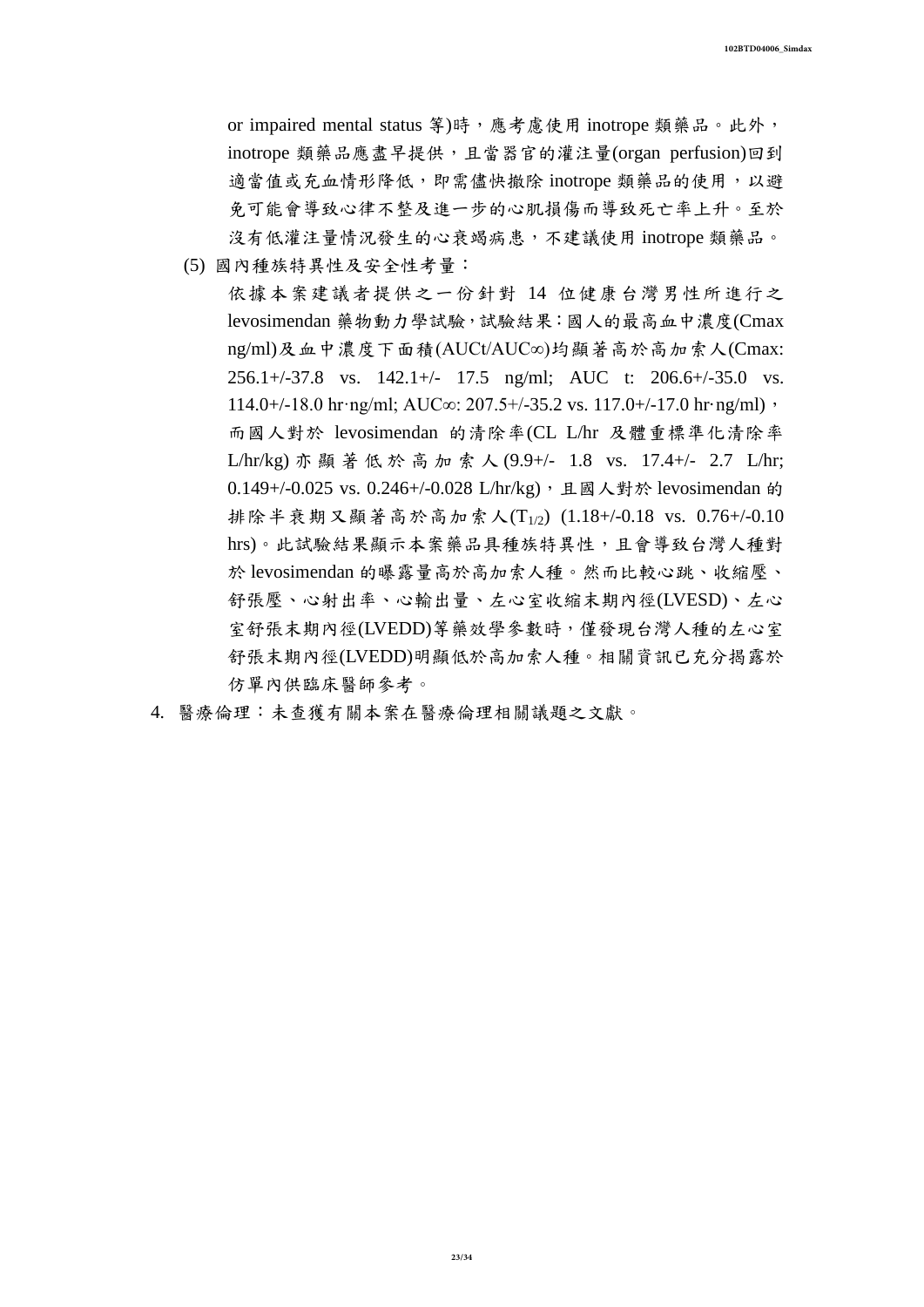or impaired mental status 等)時，應考慮使用 inotrope 類藥品。此外，inotrope 類藥品應盡早提供，且當器官的灌注量(organ perfusion)回到適當值或充血情形降低，即需儘快撤除 inotrope 類藥品的使用，以避免可能會導致心律不整及進一步的心肌損傷而導致死亡率上升。至於沒有低灌注量情況發生的心衰竭病患，不建議使用 inotrope 類藥品。

(5) 國內種族特異性及安全性考量：

依據本案建議者提供之一份針對 14 位健康台灣男性所進行之 levosimendan 藥物動力學試驗，試驗結果：國人的最高血中濃度(Cmax ng/ml)及血中濃度下面積(AUCt/AUC∞)均顯著高於高加索人(Cmax: 256.1+/-37.8 vs. 142.1+/- 17.5 ng/ml; AUC t: 206.6+/-35.0 vs. 114.0+/-18.0 hr·ng/ml; AUC∞: 207.5+/-35.2 vs. 117.0+/-17.0 hr·ng/ml)，而國人對於 levosimendan 的清除率(CL L/hr 及體重標準化清除率 L/hr/kg)亦顯著低於高加索人(9.9+/- 1.8 vs. 17.4+/- 2.7 L/hr; 0.149+/-0.025 vs. 0.246+/-0.028 L/hr/kg)，且國人對於 levosimendan 的排除半衰期又顯著高於高加索人($T_{1/2}$) (1.18+/-0.18 vs. 0.76+/-0.10 hrs)。此試驗結果顯示本案藥品具種族特異性，且會導致台灣人種對於 levosimendan 的曝露量高於高加索人種。然而比較心跳、收縮壓、舒張壓、心射出率、心輸出量、左心室收縮末期內徑(LVESD)、左心室舒張末期內徑(LVEDD)等藥效學參數時，僅發現台灣人種的左心室舒張末期內徑(LVEDD)明顯低於高加索人種。相關資訊已充分揭露於仿單內供臨床醫師參考。

4. 醫療倫理：未查獲有關本案在醫療倫理相關議題之文獻。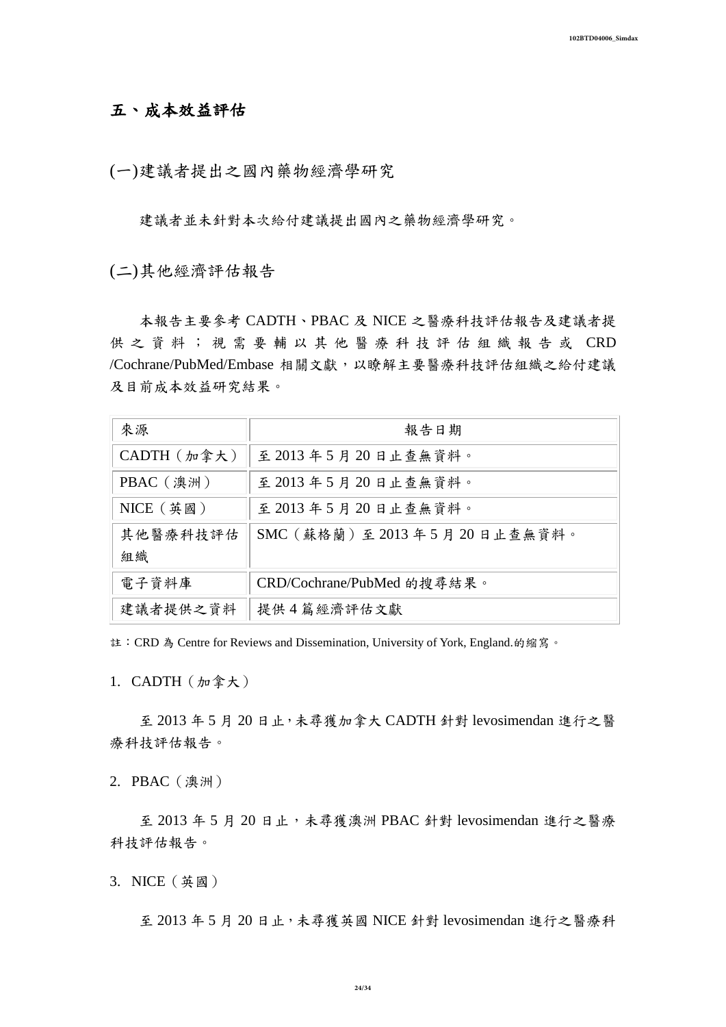## 五、成本效益評估

### (一)建議者提出之國內藥物經濟學研究

建議者並未針對本次給付建議提出國內之藥物經濟學研究。

### (二)其他經濟評估報告

本報告主要參考 CADTH、PBAC 及 NICE 之醫療科技評估報告及建議者提供之資料；視需要輔以其他醫療科技評估組織報告或 CRD /Cochrane/PubMed/Embase 相關文獻，以瞭解主要醫療科技評估組織之給付建議及目前成本效益研究結果。

| 來源 | 報告日期 |
| --- | --- |
| CADTH（加拿大） | 至 2013 年 5 月 20 日止查無資料。 |
| PBAC（澳洲） | 至 2013 年 5 月 20 日止查無資料。 |
| NICE（英國） | 至 2013 年 5 月 20 日止查無資料。 |
| 其他醫療科技評估組織 | SMC（蘇格蘭）至 2013 年 5 月 20 日止查無資料。 |
| 電子資料庫 | CRD/Cochrane/PubMed 的搜尋結果。 |
| 建議者提供之資料 | 提供 4 篇經濟評估文獻 |

註：CRD 為 Centre for Reviews and Dissemination, University of York, England.的縮寫。

1. CADTH（加拿大）

至 2013 年 5 月 20 日止，未尋獲加拿大 CADTH 針對 levosimendan 進行之醫療科技評估報告。

2. PBAC（澳洲）

至 2013 年 5 月 20 日止，未尋獲澳洲 PBAC 針對 levosimendan 進行之醫療科技評估報告。

3. NICE（英國）

至 2013 年 5 月 20 日止，未尋獲英國 NICE 針對 levosimendan 進行之醫療科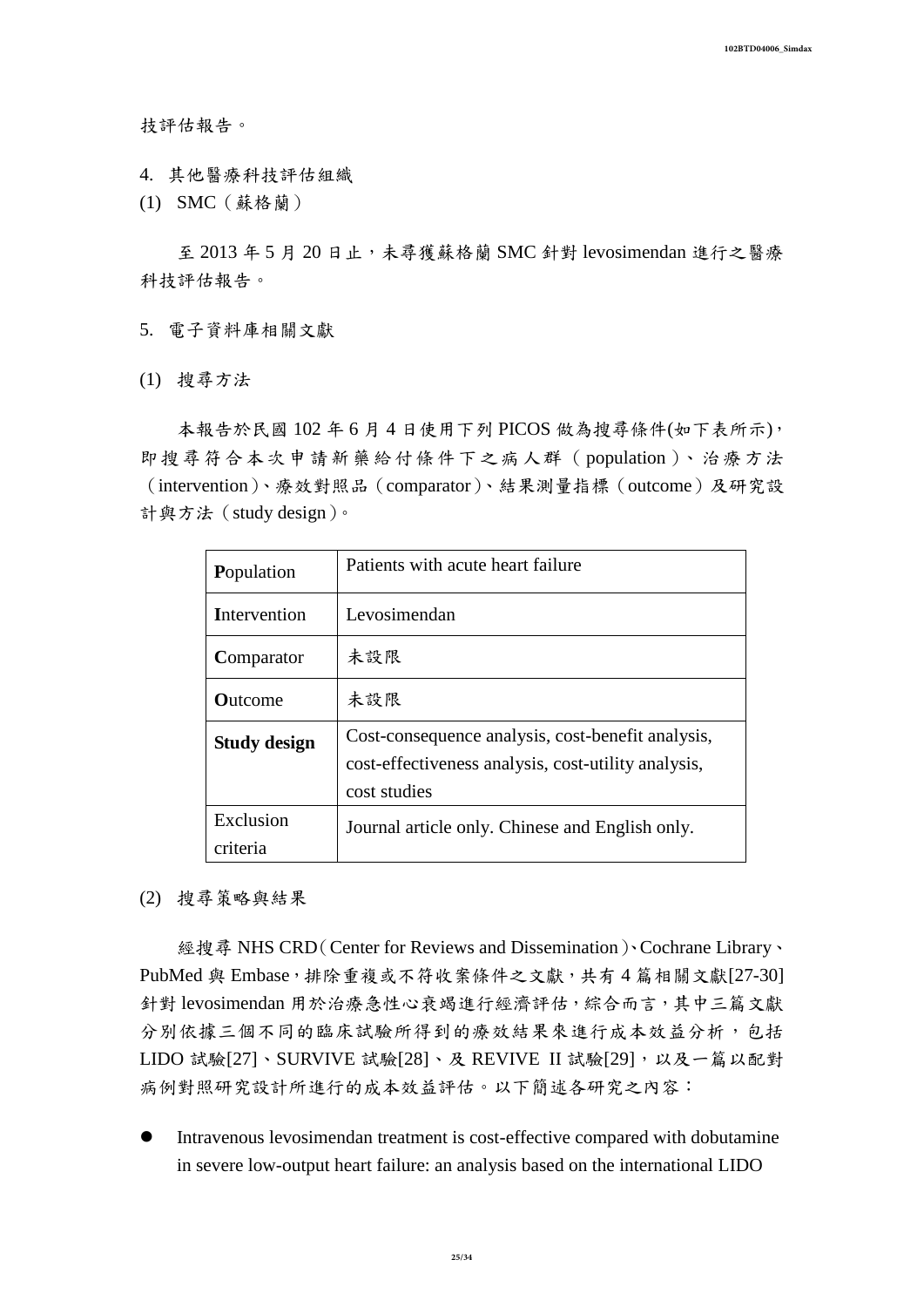技評估報告。

4. 其他醫療科技評估組織

(1) SMC（蘇格蘭）

至 2013 年 5 月 20 日止，未尋獲蘇格蘭 SMC 針對 levosimendan 進行之醫療科技評估報告。

5. 電子資料庫相關文獻

(1) 搜尋方法

本報告於民國 102 年 6 月 4 日使用下列 PICOS 做為搜尋條件(如下表所示)，即搜尋符合本次申請新藥給付條件下之病人群（population）、治療方法（intervention）、療效對照品（comparator）、結果測量指標（outcome）及研究設計與方法（study design）。

| | |
|---|---|
| **P**opulation | Patients with acute heart failure |
| **I**ntervention | Levosimendan |
| **C**omparator | 未設限 |
| **O**utcome | 未設限 |
| **Study design** | Cost-consequence analysis, cost-benefit analysis, cost-effectiveness analysis, cost-utility analysis, cost studies |
| Exclusion criteria | Journal article only. Chinese and English only. |

(2) 搜尋策略與結果

經搜尋 NHS CRD（Center for Reviews and Dissemination）、Cochrane Library、PubMed 與 Embase，排除重複或不符收案條件之文獻，共有 4 篇相關文獻[27-30]針對 levosimendan 用於治療急性心衰竭進行經濟評估，綜合而言，其中三篇文獻分別依據三個不同的臨床試驗所得到的療效結果來進行成本效益分析，包括 LIDO 試驗[27]、SURVIVE 試驗[28]、及 REVIVE II 試驗[29]，以及一篇以配對病例對照研究設計所進行的成本效益評估。以下簡述各研究之內容：

- Intravenous levosimendan treatment is cost-effective compared with dobutamine in severe low-output heart failure: an analysis based on the international LIDO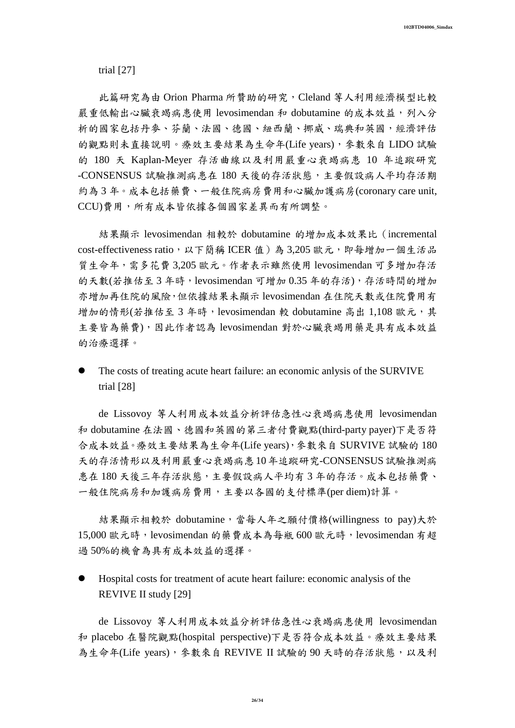trial [27]

此篇研究為由 Orion Pharma 所贊助的研究，Cleland 等人利用經濟模型比較嚴重低輸出心臟衰竭病患使用 levosimendan 和 dobutamine 的成本效益，列入分析的國家包括丹麥、芬蘭、法國、德國、紐西蘭、挪威、瑞典和英國，經濟評估的觀點則未直接說明。療效主要結果為生命年(Life years)，參數來自 LIDO 試驗的 180 天 Kaplan-Meyer 存活曲線以及利用嚴重心衰竭病患 10 年追蹤研究-CONSENSUS 試驗推測病患在 180 天後的存活狀態，主要假設病人平均存活期約為 3 年。成本包括藥費、一般住院病房費用和心臟加護病房(coronary care unit, CCU)費用，所有成本皆依據各個國家差異而有所調整。

結果顯示 levosimendan 相較於 dobutamine 的增加成本效果比（incremental cost-effectiveness ratio，以下簡稱 ICER 值）為 3,205 歐元，即每增加一個生活品質生命年，需多花費 3,205 歐元。作者表示雖然使用 levosimendan 可多增加存活的天數(若推估至 3 年時，levosimendan 可增加 0.35 年的存活)，存活時間的增加亦增加再住院的風險，但依據結果未顯示 levosimendan 在住院天數或住院費用有增加的情形(若推估至 3 年時，levosimendan 較 dobutamine 高出 1,108 歐元，其主要皆為藥費)，因此作者認為 levosimendan 對於心臟衰竭用藥是具有成本效益的治療選擇。

- The costs of treating acute heart failure: an economic anlysis of the SURVIVE trial [28]

de Lissovoy 等人利用成本效益分析評估急性心衰竭病患使用 levosimendan 和 dobutamine 在法國、德國和英國的第三者付費觀點(third-party payer)下是否符合成本效益。療效主要結果為生命年(Life years)，參數來自 SURVIVE 試驗的 180 天的存活情形以及利用嚴重心衰竭病患 10 年追蹤研究-CONSENSUS 試驗推測病患在 180 天後三年存活狀態，主要假設病人平均有 3 年的存活。成本包括藥費、一般住院病房和加護病房費用，主要以各國的支付標準(per diem)計算。

結果顯示相較於 dobutamine，當每人年之願付價格(willingness to pay)大於 15,000 歐元時，levosimendan 的藥費成本為每瓶 600 歐元時，levosimendan 有超過 50%的機會為具有成本效益的選擇。

- Hospital costs for treatment of acute heart failure: economic analysis of the REVIVE II study [29]

de Lissovoy 等人利用成本效益分析評估急性心衰竭病患使用 levosimendan 和 placebo 在醫院觀點(hospital perspective)下是否符合成本效益。療效主要結果為生命年(Life years)，參數來自 REVIVE II 試驗的 90 天時的存活狀態，以及利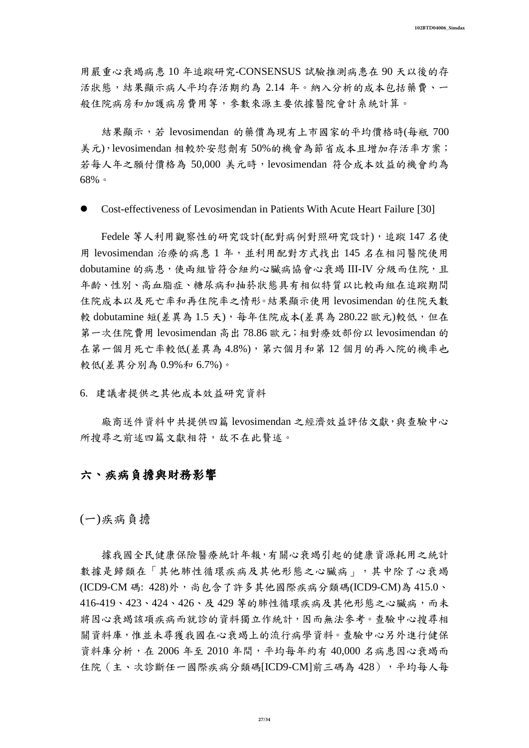用嚴重心衰竭病患 10 年追蹤研究-CONSENSUS 試驗推測病患在 90 天以後的存活狀態，結果顯示病人平均存活期約為 2.14 年。納入分析的成本包括藥費、一般住院病房和加護病房費用等，參數來源主要依據醫院會計系統計算。

結果顯示，若 levosimendan 的藥價為現有上市國家的平均價格時(每瓶 700 美元)，levosimendan 相較於安慰劑有 50%的機會為節省成本且增加存活率方案；若每人年之願付價格為 50,000 美元時，levosimendan 符合成本效益的機會約為 68%。

- Cost-effectiveness of Levosimendan in Patients With Acute Heart Failure [30]

Fedele 等人利用觀察性的研究設計(配對病例對照研究設計)，追蹤 147 名使用 levosimendan 治療的病患 1 年，並利用配對方式找出 145 名在相同醫院使用 dobutamine 的病患，使兩組皆符合紐約心臟病協會心衰竭 III-IV 分級而住院，且年齡、性別、高血脂症、糖尿病和抽菸狀態具有相似特質以比較兩組在追蹤期間住院成本以及死亡率和再住院率之情形。結果顯示使用 levosimendan 的住院天數較 dobutamine 短(差異為 1.5 天)，每年住院成本(差異為 280.22 歐元)較低，但在第一次住院費用 levosimendan 高出 78.86 歐元；相對療效部份以 levosimendan 的在第一個月死亡率較低(差異為 4.8%)，第六個月和第 12 個月的再入院的機率也較低(差異分別為 0.9%和 6.7%)。

6. 建議者提供之其他成本效益研究資料

廠商送件資料中共提供四篇 levosimendan 之經濟效益評估文獻，與查驗中心所搜尋之前述四篇文獻相符，故不在此贅述。

## 六、疾病負擔與財務影響

### (一)疾病負擔

據我國全民健康保險醫療統計年報，有關心衰竭引起的健康資源耗用之統計數據是歸類在「其他肺性循環疾病及其他形態之心臟病」，其中除了心衰竭(ICD9-CM 碼: 428)外，尚包含了許多其他國際疾病分類碼(ICD9-CM)為 415.0、416-419、423、424、426、及 429 等的肺性循環疾病及其他形態之心臟病，而未將因心衰竭該項疾病而就診的資料獨立作統計，因而無法參考。查驗中心搜尋相關資料庫，惟並未尋獲我國在心衰竭上的流行病學資料。查驗中心另外進行健保資料庫分析，在 2006 年至 2010 年間，平均每年約有 40,000 名病患因心衰竭而住院（主、次診斷任一國際疾病分類碼[ICD9-CM]前三碼為 428），平均每人每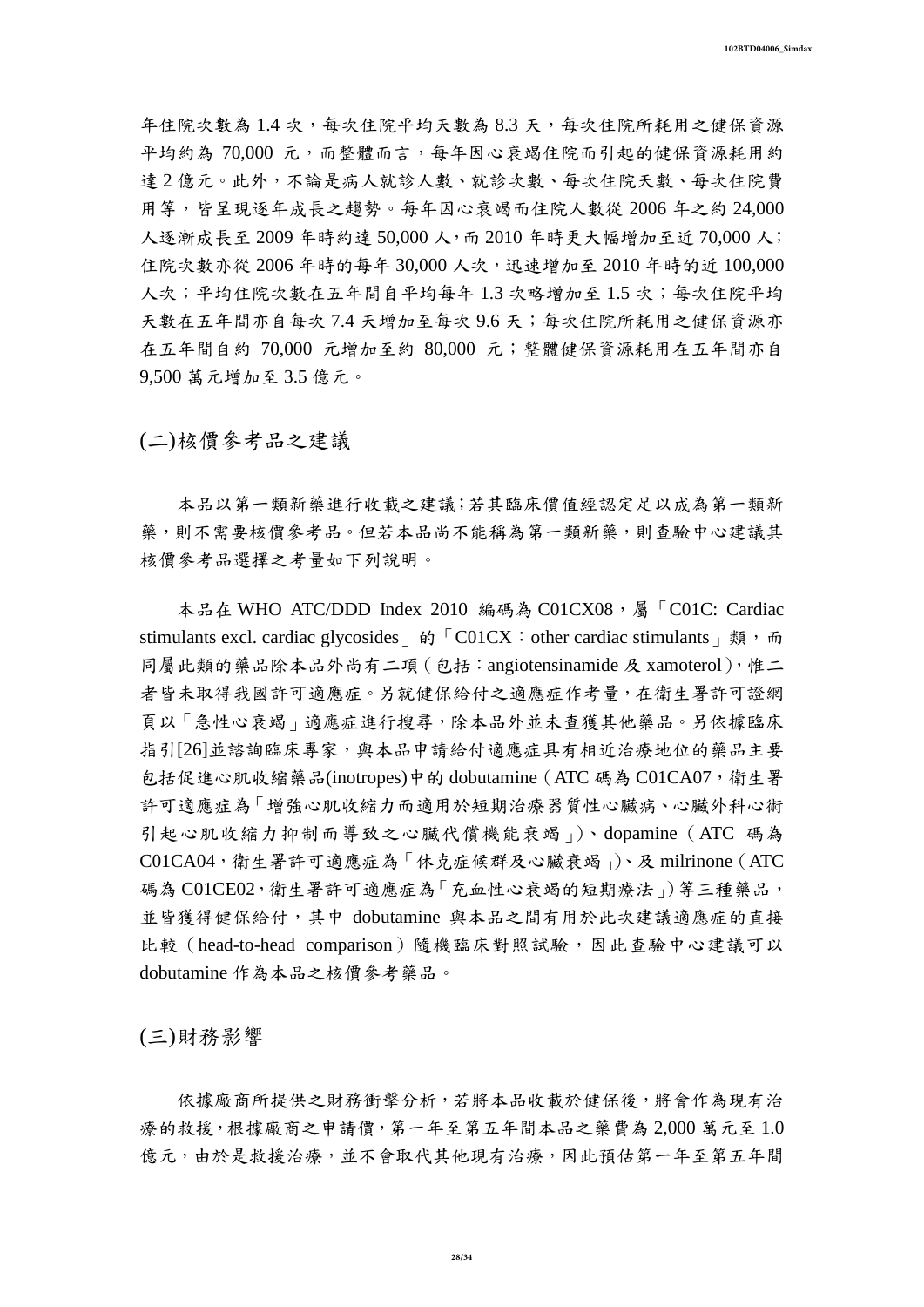年住院次數為 1.4 次，每次住院平均天數為 8.3 天，每次住院所耗用之健保資源平均約為 70,000 元，而整體而言，每年因心衰竭住院而引起的健保資源耗用約達 2 億元。此外，不論是病人就診人數、就診次數、每次住院天數、每次住院費用等，皆呈現逐年成長之趨勢。每年因心衰竭而住院人數從 2006 年之約 24,000 人逐漸成長至 2009 年時約達 50,000 人，而 2010 年時更大幅增加至近 70,000 人；住院次數亦從 2006 年時的每年 30,000 人次，迅速增加至 2010 年時的近 100,000 人次；平均住院次數在五年間自平均每年 1.3 次略增加至 1.5 次；每次住院平均天數在五年間亦自每次 7.4 天增加至每次 9.6 天；每次住院所耗用之健保資源亦在五年間自約 70,000 元增加至約 80,000 元；整體健保資源耗用在五年間亦自 9,500 萬元增加至 3.5 億元。

## (二)核價參考品之建議

本品以第一類新藥進行收載之建議;若其臨床價值經認定足以成為第一類新藥，則不需要核價參考品。但若本品尚不能稱為第一類新藥，則查驗中心建議其核價參考品選擇之考量如下列說明。

本品在 WHO ATC/DDD Index 2010 編碼為 C01CX08，屬「C01C: Cardiac stimulants excl. cardiac glycosides」的「C01CX：other cardiac stimulants」類，而同屬此類的藥品除本品外尚有二項（包括：angiotensinamide 及 xamoterol），惟二者皆未取得我國許可適應症。另就健保給付之適應症作考量，在衛生署許可證網頁以「急性心衰竭」適應症進行搜尋，除本品外並未查獲其他藥品。另依據臨床指引[26]並諮詢臨床專家，與本品申請給付適應症具有相近治療地位的藥品主要包括促進心肌收縮藥品(inotropes)中的 dobutamine（ATC 碼為 C01CA07，衛生署許可適應症為「增強心肌收縮力而適用於短期治療器質性心臟病、心臟外科心術引起心肌收縮力抑制而導致之心臟代償機能衰竭」)、dopamine（ATC 碼為 C01CA04，衛生署許可適應症為「休克症候群及心臟衰竭」)、及 milrinone（ATC 碼為 C01CE02，衛生署許可適應症為「充血性心衰竭的短期療法」）等三種藥品，並皆獲得健保給付，其中 dobutamine 與本品之間有用於此次建議適應症的直接比較（head-to-head comparison）隨機臨床對照試驗，因此查驗中心建議可以 dobutamine 作為本品之核價參考藥品。

## (三)財務影響

依據廠商所提供之財務衝擊分析，若將本品收載於健保後，將會作為現有治療的救援，根據廠商之申請價，第一年至第五年間本品之藥費為 2,000 萬元至 1.0 億元，由於是救援治療，並不會取代其他現有治療，因此預估第一年至第五年間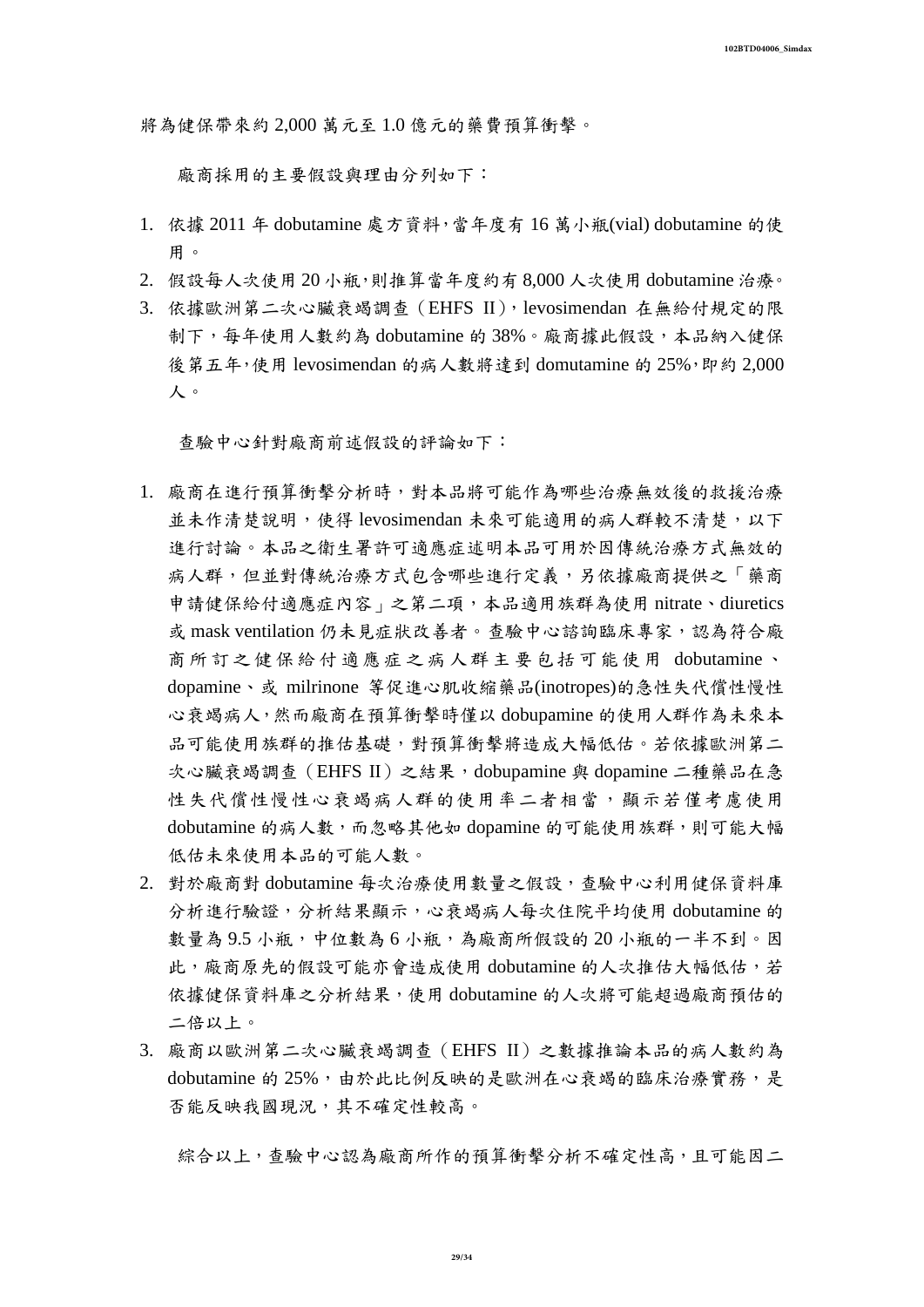將為健保帶來約 2,000 萬元至 1.0 億元的藥費預算衝擊。

廠商採用的主要假設與理由分列如下：

1. 依據 2011 年 dobutamine 處方資料，當年度有 16 萬小瓶(vial) dobutamine 的使用。
2. 假設每人次使用 20 小瓶，則推算當年度約有 8,000 人次使用 dobutamine 治療。
3. 依據歐洲第二次心臟衰竭調查（EHFS II），levosimendan 在無給付規定的限制下，每年使用人數約為 dobutamine 的 38%。廠商據此假設，本品納入健保後第五年，使用 levosimendan 的病人數將達到 domutamine 的 25%，即約 2,000 人。

查驗中心針對廠商前述假設的評論如下：

1. 廠商在進行預算衝擊分析時，對本品將可能作為哪些治療無效後的救援治療並未作清楚說明，使得 levosimendan 未來可能適用的病人群較不清楚，以下進行討論。本品之衛生署許可適應症述明本品可用於因傳統治療方式無效的病人群，但並對傳統治療方式包含哪些進行定義，另依據廠商提供之「藥商申請健保給付適應症內容」之第二項，本品適用族群為使用 nitrate、diuretics 或 mask ventilation 仍未見症狀改善者。查驗中心諮詢臨床專家，認為符合廠商所訂之健保給付適應症之病人群主要包括可能使用 dobutamine、dopamine、或 milrinone 等促進心肌收縮藥品(inotropes)的急性失代償性慢性心衰竭病人，然而廠商在預算衝擊時僅以 dobupamine 的使用人群作為未來本品可能使用族群的推估基礎，對預算衝擊將造成大幅低估。若依據歐洲第二次心臟衰竭調查（EHFS II）之結果，dobupamine 與 dopamine 二種藥品在急性失代償性慢性心衰竭病人群的使用率二者相當，顯示若僅考慮使用 dobutamine 的病人數，而忽略其他如 dopamine 的可能使用族群，則可能大幅低估未來使用本品的可能人數。
2. 對於廠商對 dobutamine 每次治療使用數量之假設，查驗中心利用健保資料庫分析進行驗證，分析結果顯示，心衰竭病人每次住院平均使用 dobutamine 的數量為 9.5 小瓶，中位數為 6 小瓶，為廠商所假設的 20 小瓶的一半不到。因此，廠商原先的假設可能亦會造成使用 dobutamine 的人次推估大幅低估，若依據健保資料庫之分析結果，使用 dobutamine 的人次將可能超過廠商預估的二倍以上。
3. 廠商以歐洲第二次心臟衰竭調查（EHFS II）之數據推論本品的病人數約為 dobutamine 的 25%，由於此比例反映的是歐洲在心衰竭的臨床治療實務，是否能反映我國現況，其不確定性較高。

綜合以上，查驗中心認為廠商所作的預算衝擊分析不確定性高，且可能因二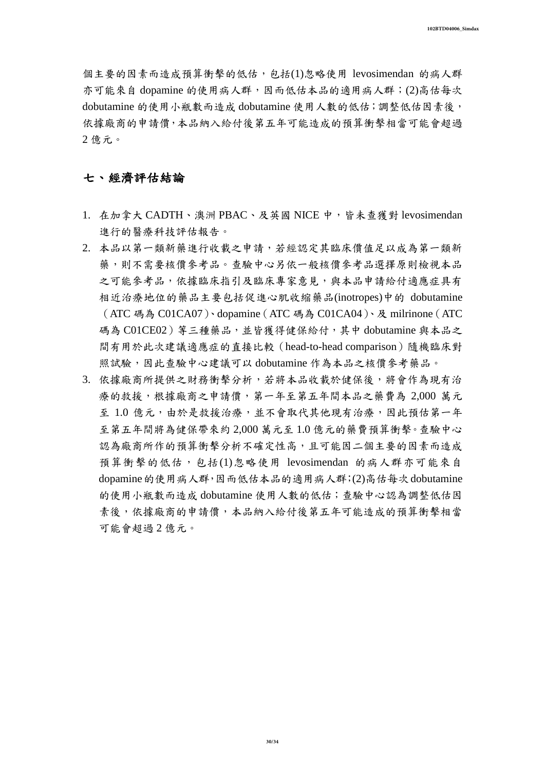個主要的因素而造成預算衝擊的低估，包括(1)忽略使用 levosimendan 的病人群亦可能來自 dopamine 的使用病人群，因而低估本品的適用病人群；(2)高估每次 dobutamine 的使用小瓶數而造成 dobutamine 使用人數的低估；調整低估因素後，依據廠商的申請價，本品納入給付後第五年可能造成的預算衝擊相當可能會超過 2 億元。

## 七、經濟評估結論

1. 在加拿大 CADTH、澳洲 PBAC、及英國 NICE 中，皆未查獲對 levosimendan 進行的醫療科技評估報告。
2. 本品以第一類新藥進行收載之申請，若經認定其臨床價值足以成為第一類新藥，則不需要核價參考品。查驗中心另依一般核價參考品選擇原則檢視本品之可能參考品，依據臨床指引及臨床專家意見，與本品申請給付適應症具有相近治療地位的藥品主要包括促進心肌收縮藥品(inotropes)中的 dobutamine（ATC 碼為 C01CA07）、dopamine（ATC 碼為 C01CA04）、及 milrinone（ATC 碼為 C01CE02）等三種藥品，並皆獲得健保給付，其中 dobutamine 與本品之間有用於此次建議適應症的直接比較（head-to-head comparison）隨機臨床對照試驗，因此查驗中心建議可以 dobutamine 作為本品之核價參考藥品。
3. 依據廠商所提供之財務衝擊分析，若將本品收載於健保後，將會作為現有治療的救援，根據廠商之申請價，第一年至第五年間本品之藥費為 2,000 萬元至 1.0 億元，由於是救援治療，並不會取代其他現有治療，因此預估第一年至第五年間將為健保帶來約 2,000 萬元至 1.0 億元的藥費預算衝擊。查驗中心認為廠商所作的預算衝擊分析不確定性高，且可能因二個主要的因素而造成預算衝擊的低估，包括(1)忽略使用 levosimendan 的病人群亦可能來自 dopamine 的使用病人群，因而低估本品的適用病人群；(2)高估每次 dobutamine 的使用小瓶數而造成 dobutamine 使用人數的低估；查驗中心認為調整低估因素後，依據廠商的申請價，本品納入給付後第五年可能造成的預算衝擊相當可能會超過 2 億元。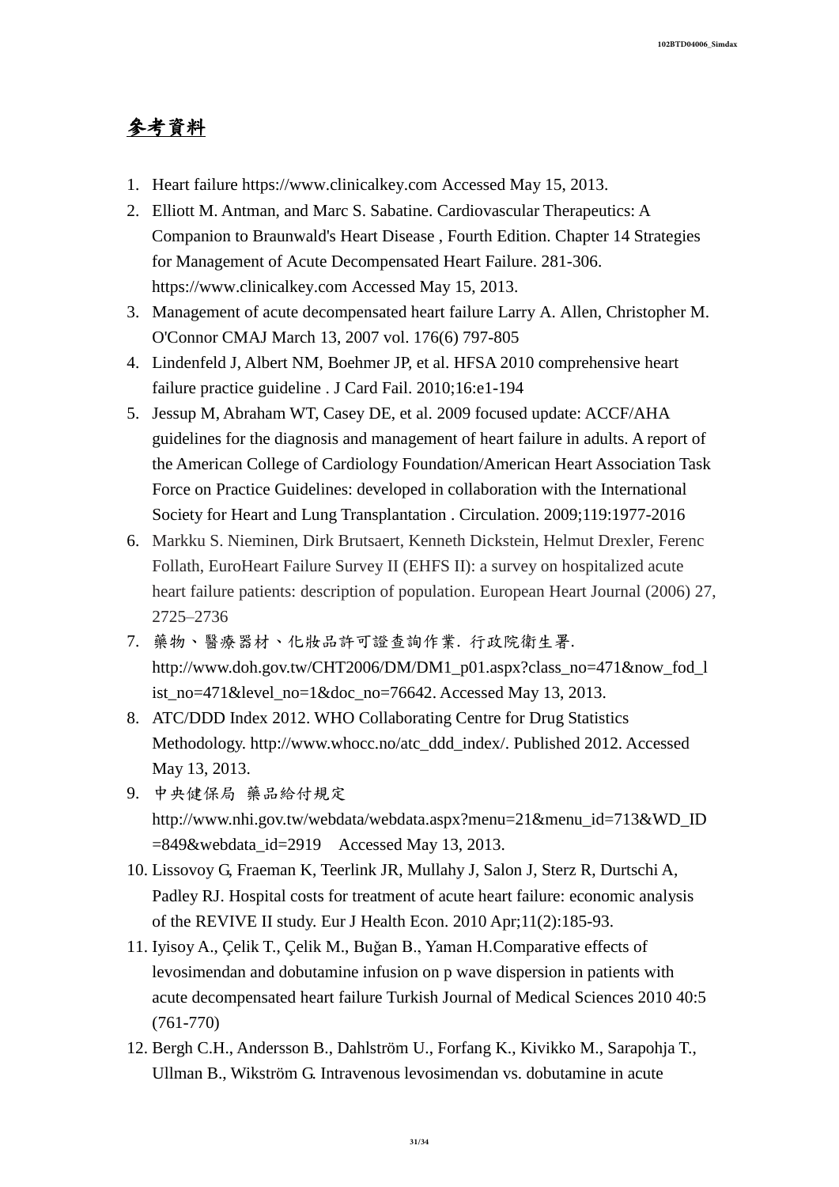# 參考資料

1. Heart failure https://www.clinicalkey.com Accessed May 15, 2013.
2. Elliott M. Antman, and Marc S. Sabatine. Cardiovascular Therapeutics: A Companion to Braunwald's Heart Disease , Fourth Edition. Chapter 14 Strategies for Management of Acute Decompensated Heart Failure. 281-306. https://www.clinicalkey.com Accessed May 15, 2013.
3. Management of acute decompensated heart failure Larry A. Allen, Christopher M. O'Connor CMAJ March 13, 2007 vol. 176(6) 797-805
4. Lindenfeld J, Albert NM, Boehmer JP, et al. HFSA 2010 comprehensive heart failure practice guideline . J Card Fail. 2010;16:e1-194
5. Jessup M, Abraham WT, Casey DE, et al. 2009 focused update: ACCF/AHA guidelines for the diagnosis and management of heart failure in adults. A report of the American College of Cardiology Foundation/American Heart Association Task Force on Practice Guidelines: developed in collaboration with the International Society for Heart and Lung Transplantation . Circulation. 2009;119:1977-2016
6. Markku S. Nieminen, Dirk Brutsaert, Kenneth Dickstein, Helmut Drexler, Ferenc Follath, EuroHeart Failure Survey II (EHFS II): a survey on hospitalized acute heart failure patients: description of population. European Heart Journal (2006) 27, 2725–2736
7. 藥物、醫療器材、化妝品許可證查詢作業. 行政院衛生署. http://www.doh.gov.tw/CHT2006/DM/DM1_p01.aspx?class_no=471&now_fod_list_no=471&level_no=1&doc_no=76642. Accessed May 13, 2013.
8. ATC/DDD Index 2012. WHO Collaborating Centre for Drug Statistics Methodology. http://www.whocc.no/atc_ddd_index/. Published 2012. Accessed May 13, 2013.
9. 中央健保局 藥品給付規定 http://www.nhi.gov.tw/webdata/webdata.aspx?menu=21&menu_id=713&WD_ID=849&webdata_id=2919 Accessed May 13, 2013.
10. Lissovoy G, Fraeman K, Teerlink JR, Mullahy J, Salon J, Sterz R, Durtschi A, Padley RJ. Hospital costs for treatment of acute heart failure: economic analysis of the REVIVE II study. Eur J Health Econ. 2010 Apr;11(2):185-93.
11. Iyisoy A., Çelik T., Çelik M., Buğan B., Yaman H.Comparative effects of levosimendan and dobutamine infusion on p wave dispersion in patients with acute decompensated heart failure Turkish Journal of Medical Sciences 2010 40:5 (761-770)
12. Bergh C.H., Andersson B., Dahlström U., Forfang K., Kivikko M., Sarapohja T., Ullman B., Wikström G. Intravenous levosimendan vs. dobutamine in acute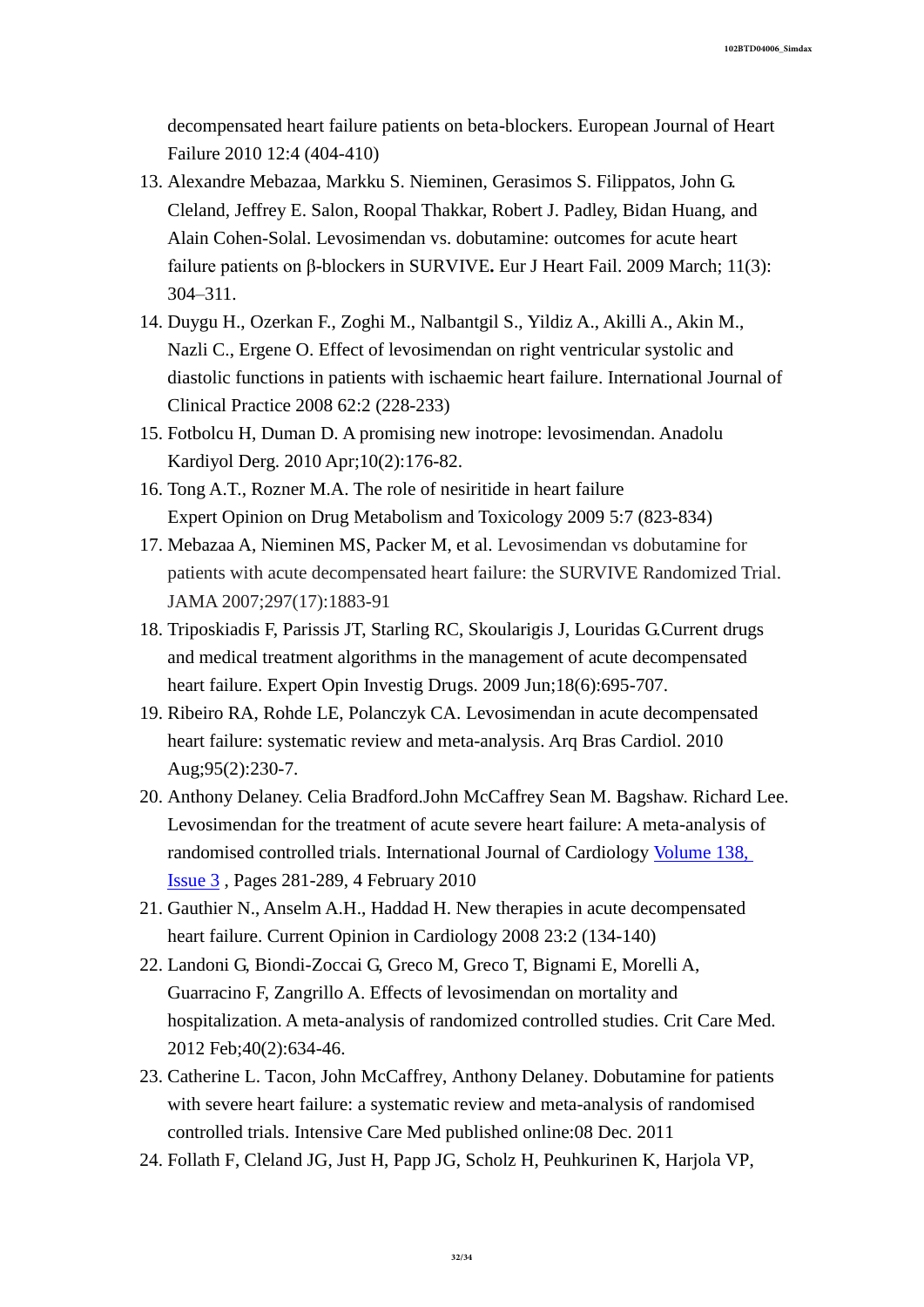decompensated heart failure patients on beta-blockers. European Journal of Heart Failure 2010 12:4 (404-410)

13. Alexandre Mebazaa, Markku S. Nieminen, Gerasimos S. Filippatos, John G. Cleland, Jeffrey E. Salon, Roopal Thakkar, Robert J. Padley, Bidan Huang, and Alain Cohen-Solal. Levosimendan vs. dobutamine: outcomes for acute heart failure patients on β-blockers in SURVIVE**.** Eur J Heart Fail. 2009 March; 11(3): 304–311.
14. Duygu H., Ozerkan F., Zoghi M., Nalbantgil S., Yildiz A., Akilli A., Akin M., Nazli C., Ergene O. Effect of levosimendan on right ventricular systolic and diastolic functions in patients with ischaemic heart failure. International Journal of Clinical Practice 2008 62:2 (228-233)
15. Fotbolcu H, Duman D. A promising new inotrope: levosimendan. Anadolu Kardiyol Derg. 2010 Apr;10(2):176-82.
16. Tong A.T., Rozner M.A. The role of nesiritide in heart failure Expert Opinion on Drug Metabolism and Toxicology 2009 5:7 (823-834)
17. Mebazaa A, Nieminen MS, Packer M, et al. Levosimendan vs dobutamine for patients with acute decompensated heart failure: the SURVIVE Randomized Trial. JAMA 2007;297(17):1883-91
18. Triposkiadis F, Parissis JT, Starling RC, Skoularigis J, Louridas G.Current drugs and medical treatment algorithms in the management of acute decompensated heart failure. Expert Opin Investig Drugs. 2009 Jun;18(6):695-707.
19. Ribeiro RA, Rohde LE, Polanczyk CA. Levosimendan in acute decompensated heart failure: systematic review and meta-analysis. Arq Bras Cardiol. 2010 Aug;95(2):230-7.
20. Anthony Delaney. Celia Bradford.John McCaffrey Sean M. Bagshaw. Richard Lee. Levosimendan for the treatment of acute severe heart failure: A meta-analysis of randomised controlled trials. International Journal of Cardiology Volume 138, Issue 3 , Pages 281-289, 4 February 2010
21. Gauthier N., Anselm A.H., Haddad H. New therapies in acute decompensated heart failure. Current Opinion in Cardiology 2008 23:2 (134-140)
22. Landoni G, Biondi-Zoccai G, Greco M, Greco T, Bignami E, Morelli A, Guarracino F, Zangrillo A. Effects of levosimendan on mortality and hospitalization. A meta-analysis of randomized controlled studies. Crit Care Med. 2012 Feb;40(2):634-46.
23. Catherine L. Tacon, John McCaffrey, Anthony Delaney. Dobutamine for patients with severe heart failure: a systematic review and meta-analysis of randomised controlled trials. Intensive Care Med published online:08 Dec. 2011
24. Follath F, Cleland JG, Just H, Papp JG, Scholz H, Peuhkurinen K, Harjola VP,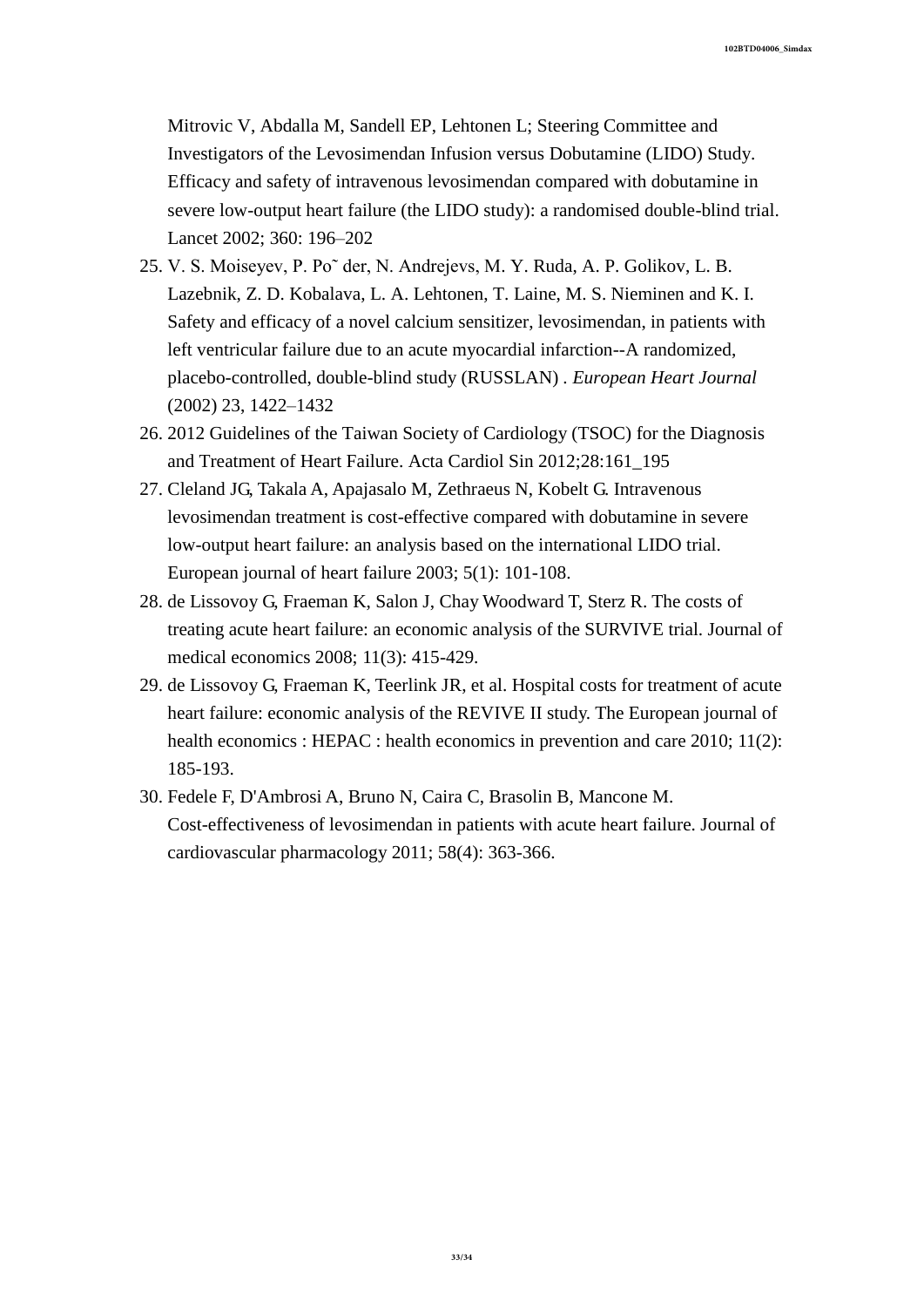Mitrovic V, Abdalla M, Sandell EP, Lehtonen L; Steering Committee and Investigators of the Levosimendan Infusion versus Dobutamine (LIDO) Study. Efficacy and safety of intravenous levosimendan compared with dobutamine in severe low-output heart failure (the LIDO study): a randomised double-blind trial. Lancet 2002; 360: 196–202

25. V. S. Moiseyev, P. Po˜ der, N. Andrejevs, M. Y. Ruda, A. P. Golikov, L. B. Lazebnik, Z. D. Kobalava, L. A. Lehtonen, T. Laine, M. S. Nieminen and K. I. Safety and efficacy of a novel calcium sensitizer, levosimendan, in patients with left ventricular failure due to an acute myocardial infarction--A randomized, placebo-controlled, double-blind study (RUSSLAN) . *European Heart Journal* (2002) 23, 1422–1432
26. 2012 Guidelines of the Taiwan Society of Cardiology (TSOC) for the Diagnosis and Treatment of Heart Failure. Acta Cardiol Sin 2012;28:161_195
27. Cleland JG, Takala A, Apajasalo M, Zethraeus N, Kobelt G. Intravenous levosimendan treatment is cost-effective compared with dobutamine in severe low-output heart failure: an analysis based on the international LIDO trial. European journal of heart failure 2003; 5(1): 101-108.
28. de Lissovoy G, Fraeman K, Salon J, Chay Woodward T, Sterz R. The costs of treating acute heart failure: an economic analysis of the SURVIVE trial. Journal of medical economics 2008; 11(3): 415-429.
29. de Lissovoy G, Fraeman K, Teerlink JR, et al. Hospital costs for treatment of acute heart failure: economic analysis of the REVIVE II study. The European journal of health economics : HEPAC : health economics in prevention and care 2010; 11(2): 185-193.
30. Fedele F, D'Ambrosi A, Bruno N, Caira C, Brasolin B, Mancone M. Cost-effectiveness of levosimendan in patients with acute heart failure. Journal of cardiovascular pharmacology 2011; 58(4): 363-366.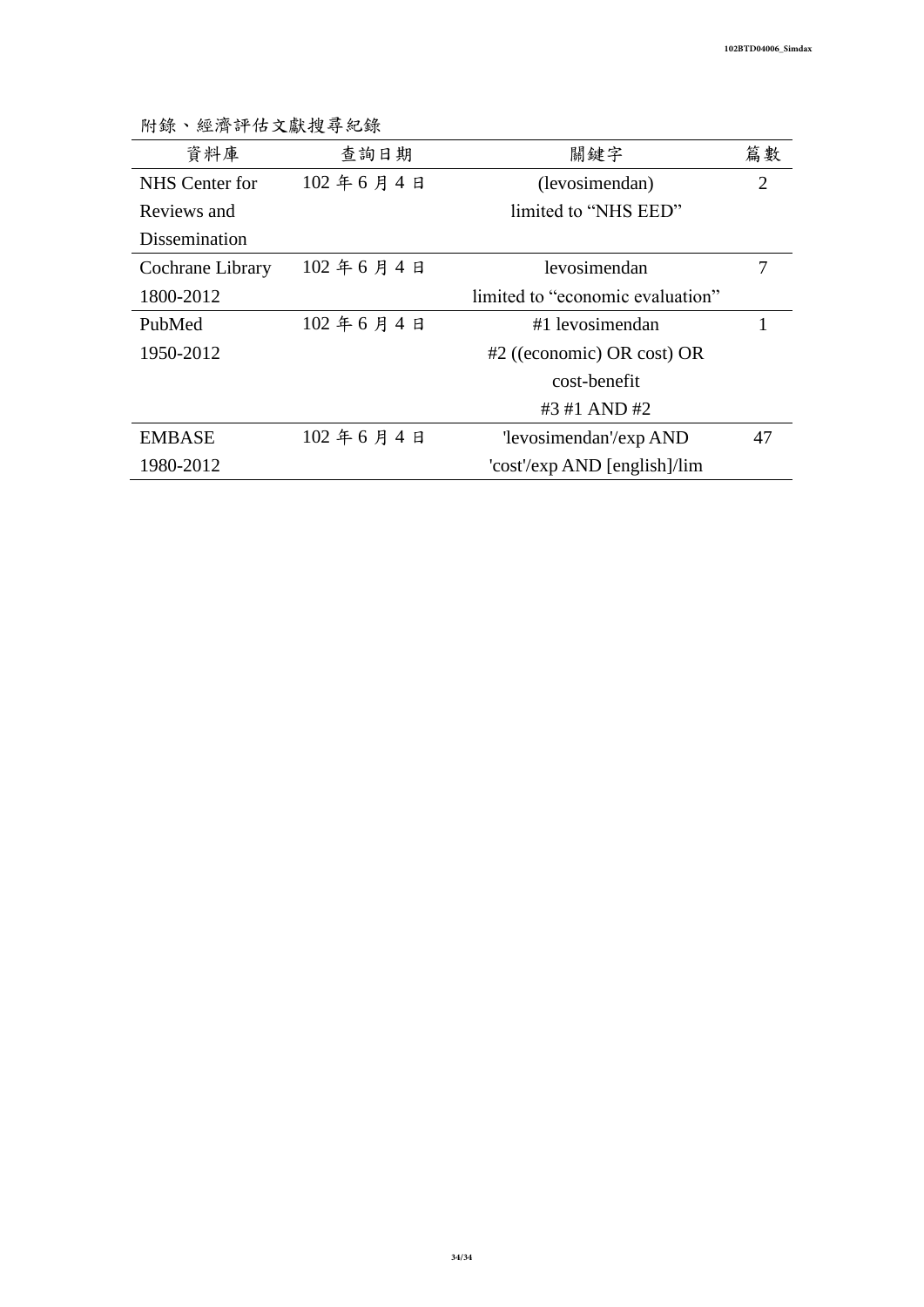附錄、經濟評估文獻搜尋紀錄

| 資料庫 | 查詢日期 | 關鍵字 | 篇數 |
|---|---|---|---|
| NHS Center for Reviews and Dissemination | 102 年 6 月 4 日 | (levosimendan) limited to “NHS EED” | 2 |
| Cochrane Library 1800-2012 | 102 年 6 月 4 日 | levosimendan limited to “economic evaluation” | 7 |
| PubMed 1950-2012 | 102 年 6 月 4 日 | #1 levosimendan<br>#2 ((economic) OR cost) OR cost-benefit<br>#3 #1 AND #2 | 1 |
| EMBASE 1980-2012 | 102 年 6 月 4 日 | 'levosimendan'/exp AND 'cost'/exp AND [english]/lim | 47 |